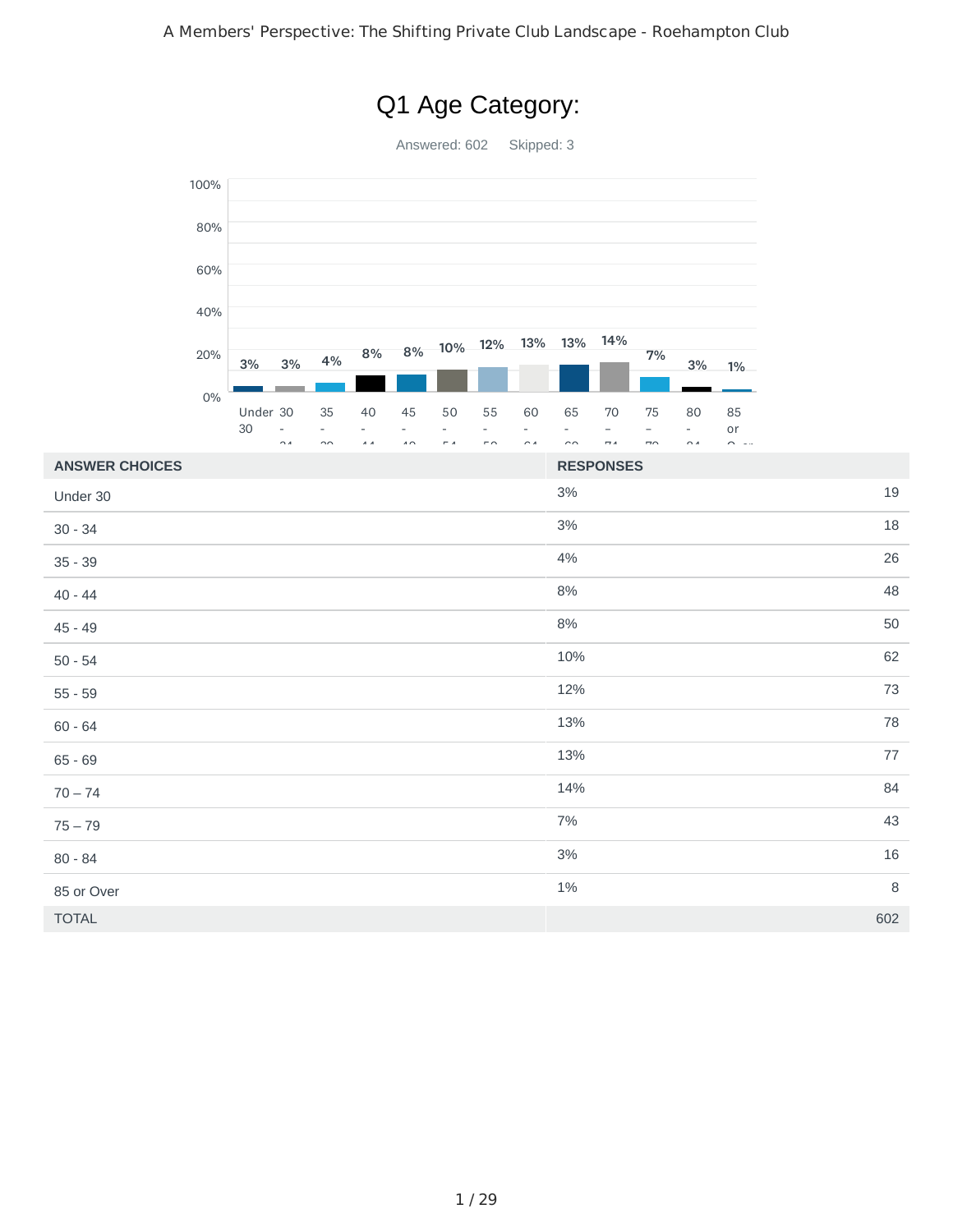# Q1 Age Category:

Answered: 602 Skipped: 3

| ANSWER CHOICES | RESPONSES | |
|---|---|---|
| Under 30 | 3% | 19 |
| 30 - 34 | 3% | 18 |
| 35 - 39 | 4% | 26 |
| 40 - 44 | 8% | 48 |
| 45 - 49 | 8% | 50 |
| 50 - 54 | 10% | 62 |
| 55 - 59 | 12% | 73 |
| 60 - 64 | 13% | 78 |
| 65 - 69 | 13% | 77 |
| 70 – 74 | 14% | 84 |
| 75 – 79 | 7% | 43 |
| 80 - 84 | 3% | 16 |
| 85 or Over | 1% | 8 |
| TOTAL | | 602 |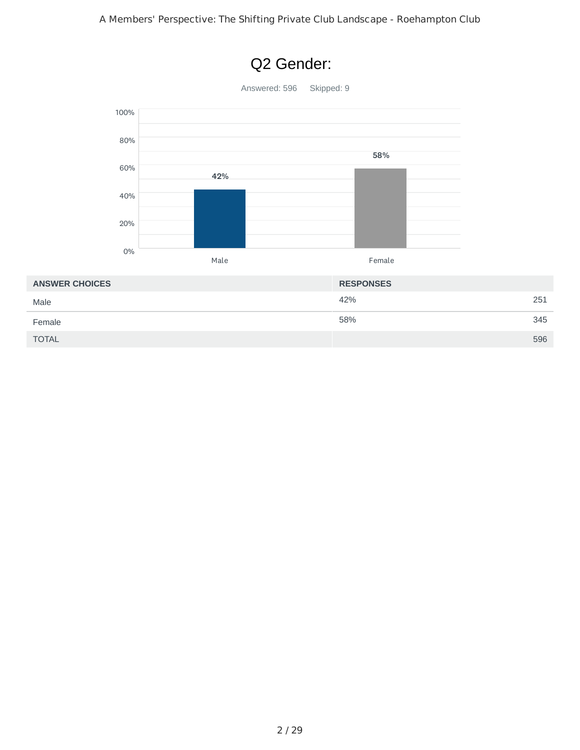# Q2 Gender:

Answered: 596 Skipped: 9

| ANSWER CHOICES | RESPONSES | |
|---|---|---|
| Male | 42% | 251 |
| Female | 58% | 345 |
| TOTAL | | 596 |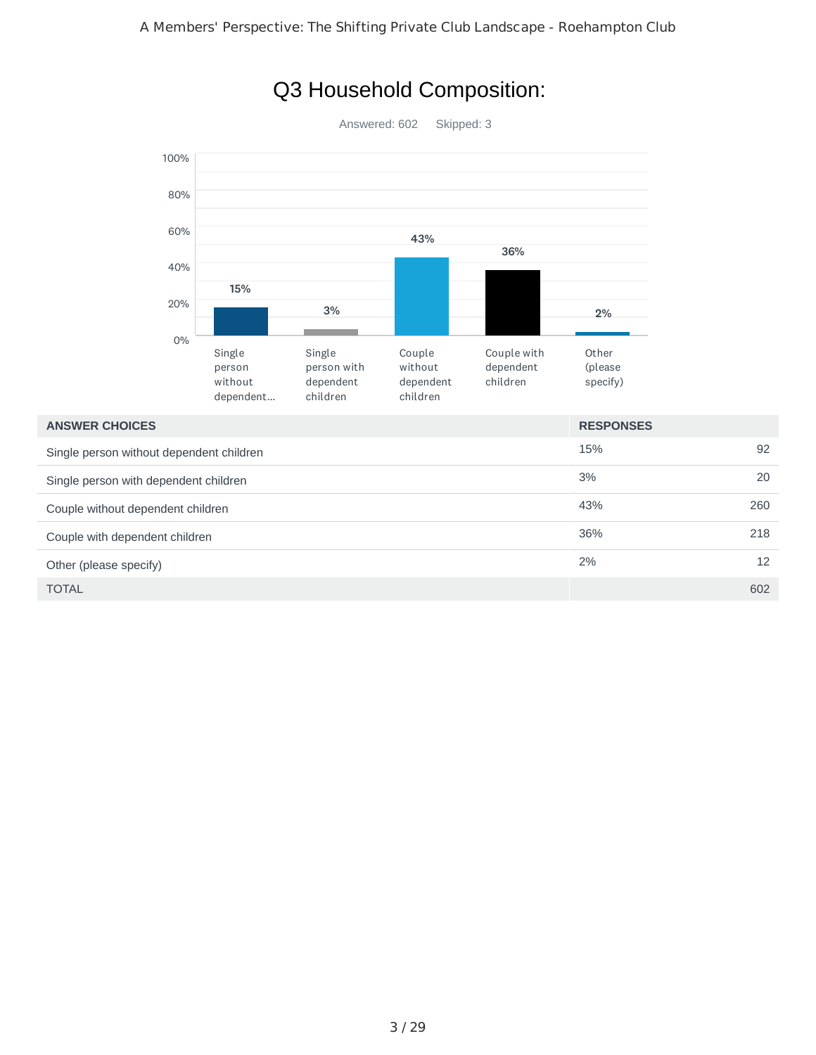# Q3 Household Composition:

Answered: 602    Skipped: 3

| ANSWER CHOICES | RESPONSES | |
|---|---|---|
| Single person without dependent children | 15% | 92 |
| Single person with dependent children | 3% | 20 |
| Couple without dependent children | 43% | 260 |
| Couple with dependent children | 36% | 218 |
| Other (please specify) | 2% | 12 |
| TOTAL | | 602 |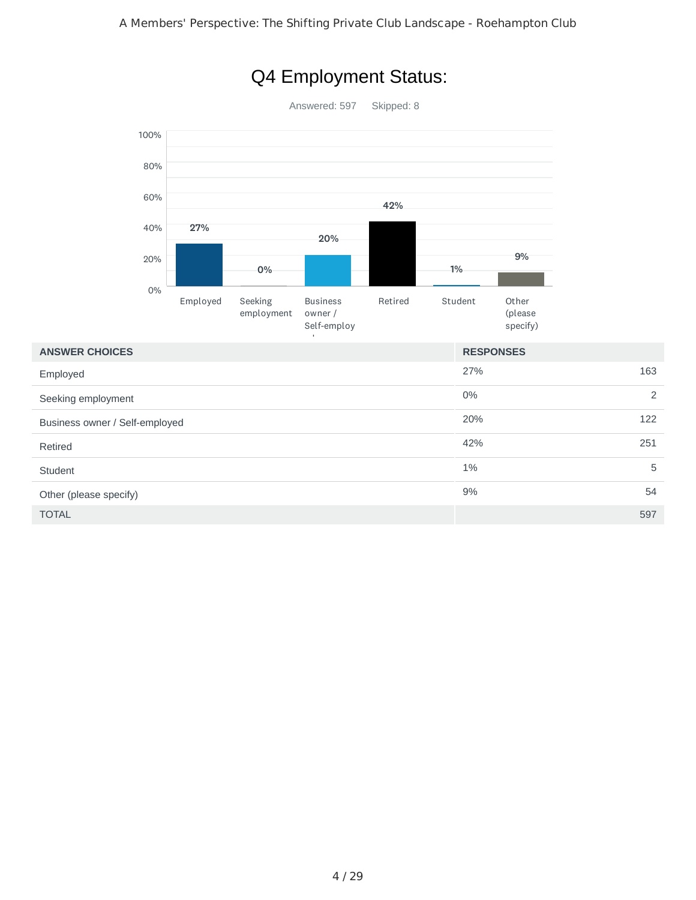# Q4 Employment Status:

Answered: 597 Skipped: 8

| ANSWER CHOICES | RESPONSES | |
|---|---|---|
| Employed | 27% | 163 |
| Seeking employment | 0% | 2 |
| Business owner / Self-employed | 20% | 122 |
| Retired | 42% | 251 |
| Student | 1% | 5 |
| Other (please specify) | 9% | 54 |
| TOTAL | | 597 |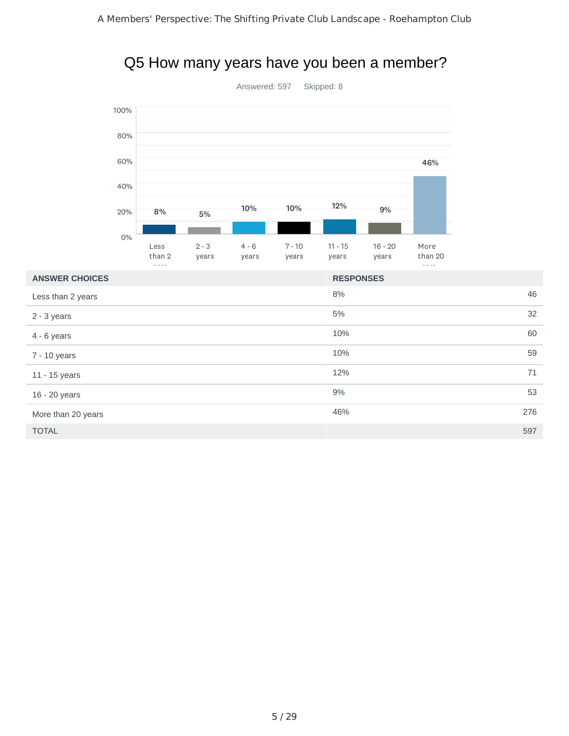# Q5 How many years have you been a member?

Answered: 597 Skipped: 8

| ANSWER CHOICES | RESPONSES | |
|---|---|---|
| Less than 2 years | 8% | 46 |
| 2 - 3 years | 5% | 32 |
| 4 - 6 years | 10% | 60 |
| 7 - 10 years | 10% | 59 |
| 11 - 15 years | 12% | 71 |
| 16 - 20 years | 9% | 53 |
| More than 20 years | 46% | 276 |
| TOTAL | | 597 |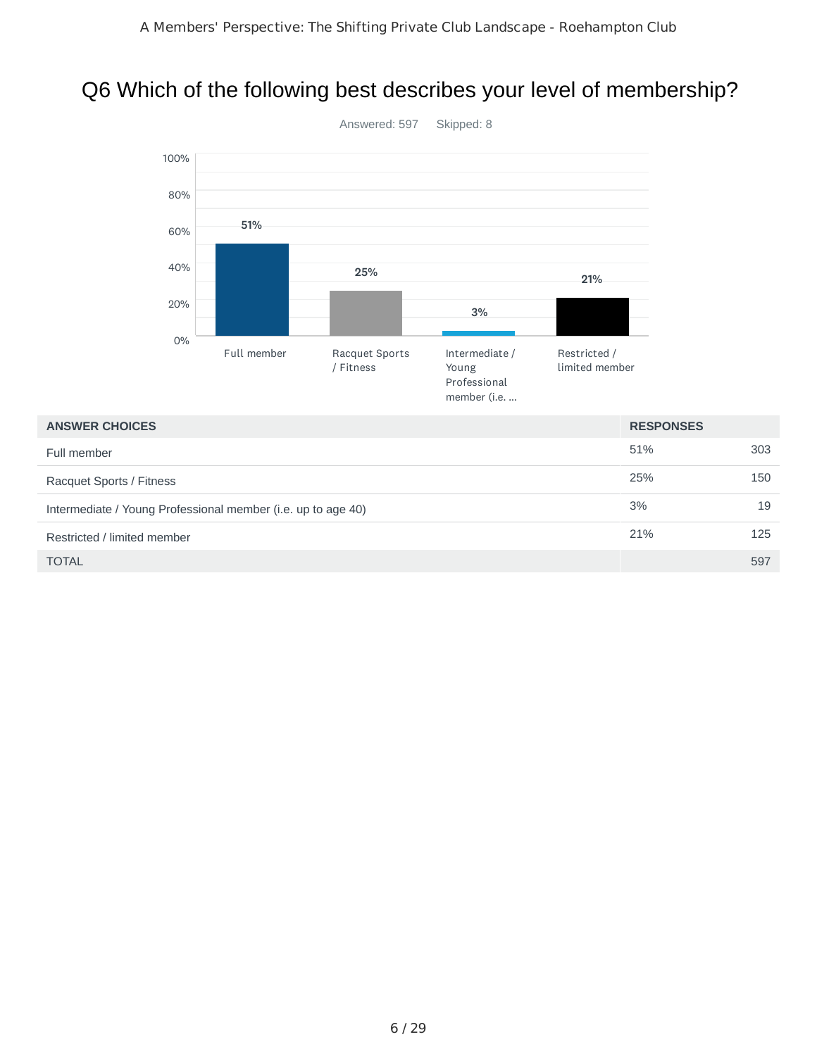## Q6 Which of the following best describes your level of membership?

Answered: 597 Skipped: 8

| ANSWER CHOICES | RESPONSES | |
|---|---|---|
| Full member | 51% | 303 |
| Racquet Sports / Fitness | 25% | 150 |
| Intermediate / Young Professional member (i.e. up to age 40) | 3% | 19 |
| Restricted / limited member | 21% | 125 |
| TOTAL | | 597 |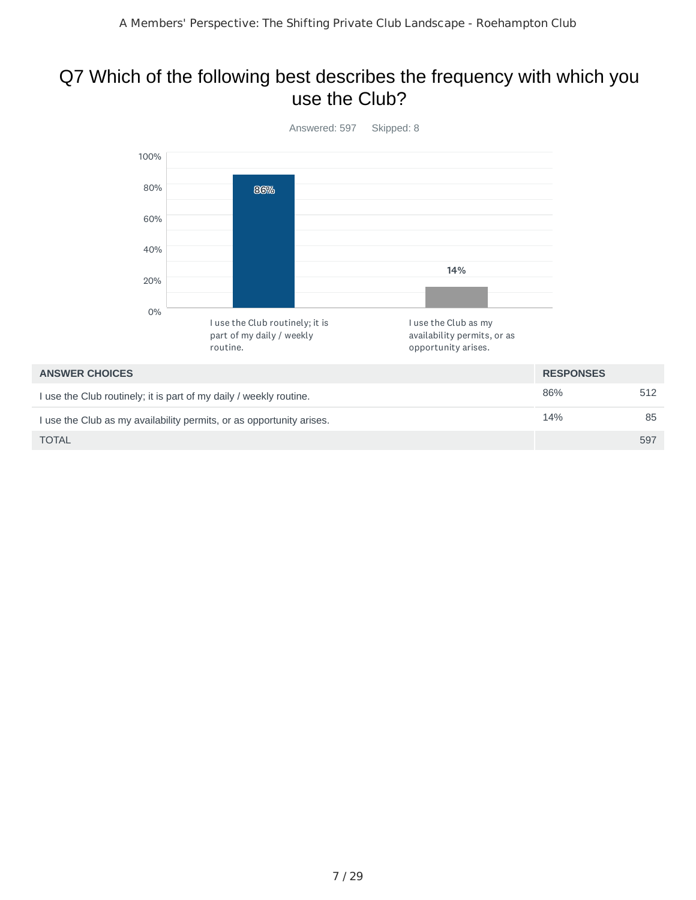# Q7 Which of the following best describes the frequency with which you use the Club?

Answered: 597 Skipped: 8

| ANSWER CHOICES | RESPONSES | |
|---|---|---|
| I use the Club routinely; it is part of my daily / weekly routine. | 86% | 512 |
| I use the Club as my availability permits, or as opportunity arises. | 14% | 85 |
| TOTAL | | 597 |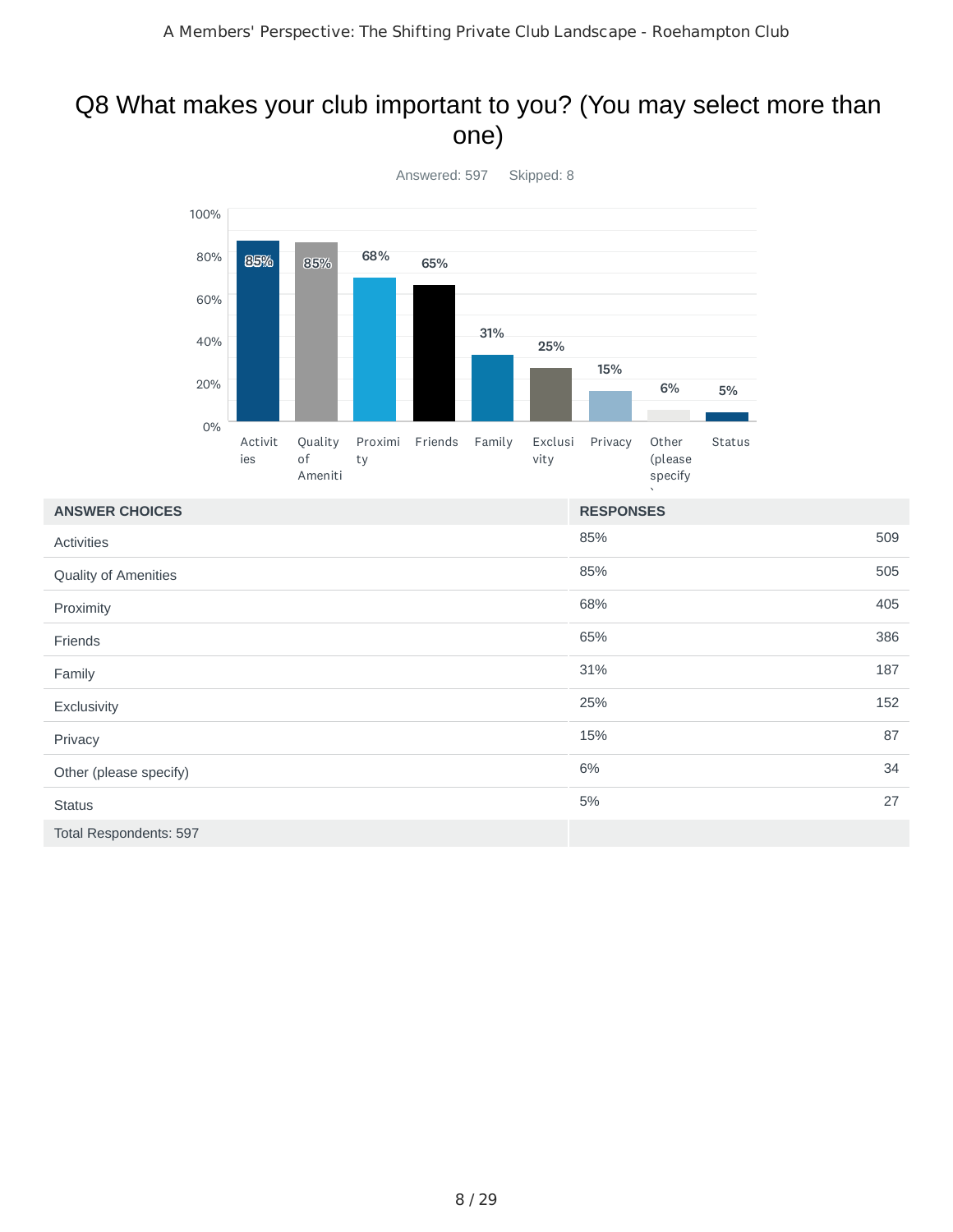# Q8 What makes your club important to you? (You may select more than one)

Answered: 597 Skipped: 8

| ANSWER CHOICES | RESPONSES | |
|---|---|---|
| Activities | 85% | 509 |
| Quality of Amenities | 85% | 505 |
| Proximity | 68% | 405 |
| Friends | 65% | 386 |
| Family | 31% | 187 |
| Exclusivity | 25% | 152 |
| Privacy | 15% | 87 |
| Other (please specify) | 6% | 34 |
| Status | 5% | 27 |
| Total Respondents: 597 | | |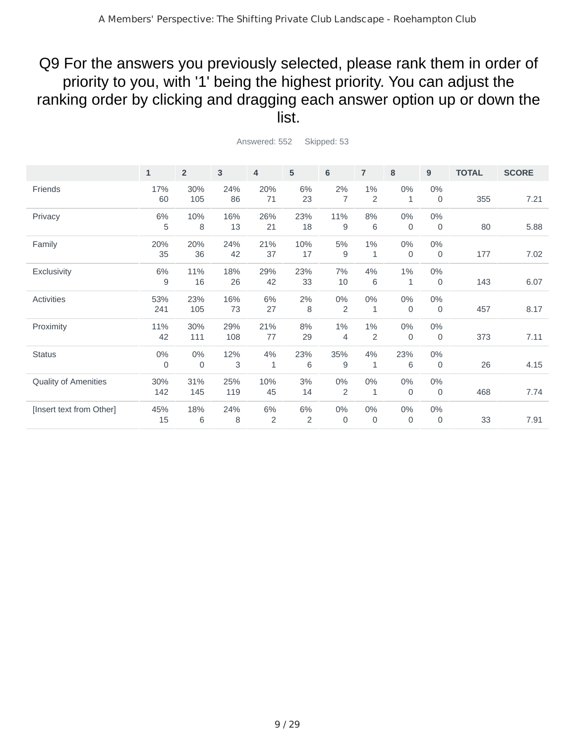# Q9 For the answers you previously selected, please rank them in order of priority to you, with '1' being the highest priority. You can adjust the ranking order by clicking and dragging each answer option up or down the list.

Answered: 552 Skipped: 53

| | 1 | 2 | 3 | 4 | 5 | 6 | 7 | 8 | 9 | TOTAL | SCORE |
|---|---|---|---|---|---|---|---|---|---|---|---|
| Friends | 17%<br>60 | 30%<br>105 | 24%<br>86 | 20%<br>71 | 6%<br>23 | 2%<br>7 | 1%<br>2 | 0%<br>1 | 0%<br>0 | 355 | 7.21 |
| Privacy | 6%<br>5 | 10%<br>8 | 16%<br>13 | 26%<br>21 | 23%<br>18 | 11%<br>9 | 8%<br>6 | 0%<br>0 | 0%<br>0 | 80 | 5.88 |
| Family | 20%<br>35 | 20%<br>36 | 24%<br>42 | 21%<br>37 | 10%<br>17 | 5%<br>9 | 1%<br>1 | 0%<br>0 | 0%<br>0 | 177 | 7.02 |
| Exclusivity | 6%<br>9 | 11%<br>16 | 18%<br>26 | 29%<br>42 | 23%<br>33 | 7%<br>10 | 4%<br>6 | 1%<br>1 | 0%<br>0 | 143 | 6.07 |
| Activities | 53%<br>241 | 23%<br>105 | 16%<br>73 | 6%<br>27 | 2%<br>8 | 0%<br>2 | 0%<br>1 | 0%<br>0 | 0%<br>0 | 457 | 8.17 |
| Proximity | 11%<br>42 | 30%<br>111 | 29%<br>108 | 21%<br>77 | 8%<br>29 | 1%<br>4 | 1%<br>2 | 0%<br>0 | 0%<br>0 | 373 | 7.11 |
| Status | 0%<br>0 | 0%<br>0 | 12%<br>3 | 4%<br>1 | 23%<br>6 | 35%<br>9 | 4%<br>1 | 23%<br>6 | 0%<br>0 | 26 | 4.15 |
| Quality of Amenities | 30%<br>142 | 31%<br>145 | 25%<br>119 | 10%<br>45 | 3%<br>14 | 0%<br>2 | 0%<br>1 | 0%<br>0 | 0%<br>0 | 468 | 7.74 |
| [Insert text from Other] | 45%<br>15 | 18%<br>6 | 24%<br>8 | 6%<br>2 | 6%<br>2 | 0%<br>0 | 0%<br>0 | 0%<br>0 | 0%<br>0 | 33 | 7.91 |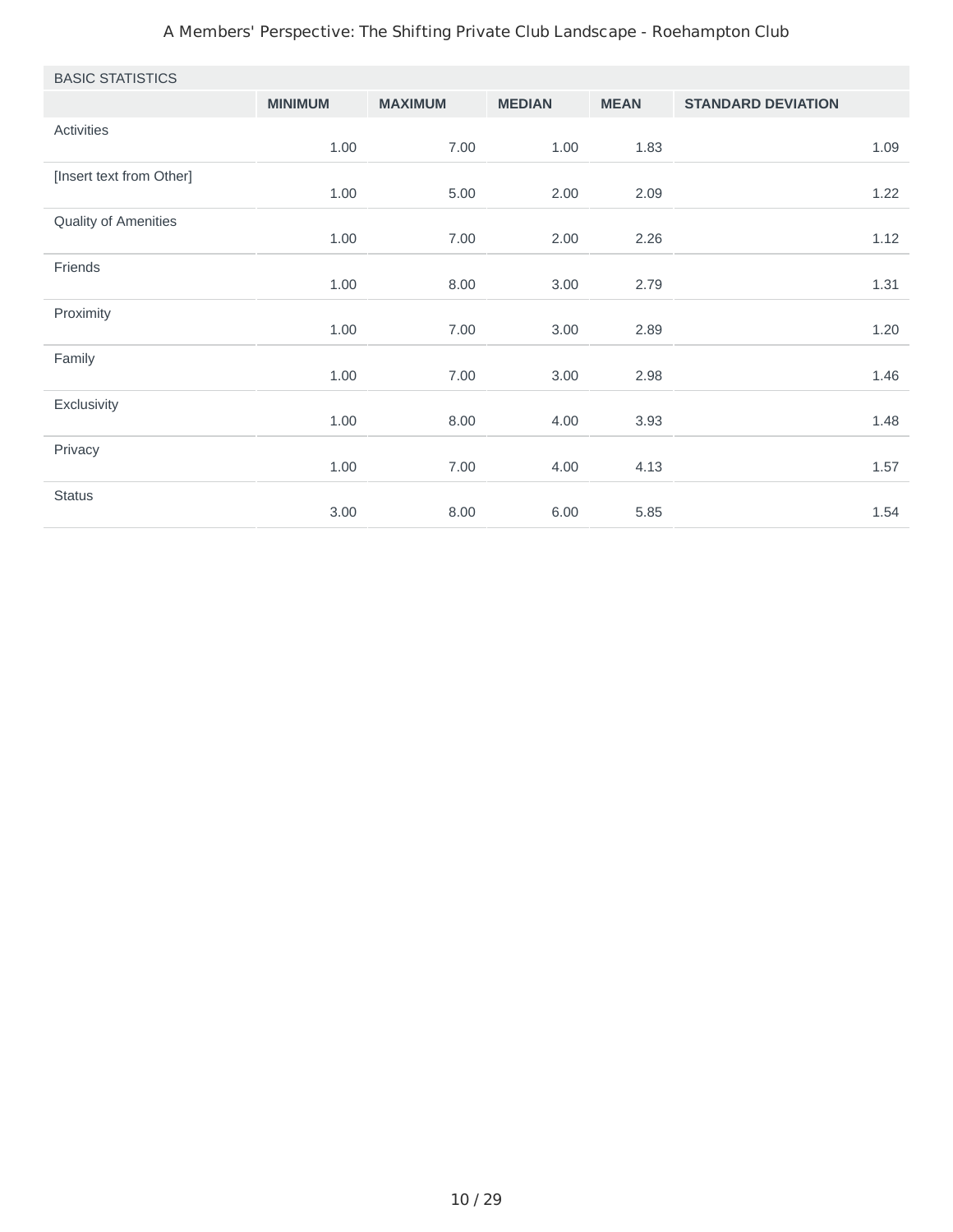BASIC STATISTICS

| | MINIMUM | MAXIMUM | MEDIAN | MEAN | STANDARD DEVIATION |
|---|---|---|---|---|---|
| Activities | 1.00 | 7.00 | 1.00 | 1.83 | 1.09 |
| [Insert text from Other] | 1.00 | 5.00 | 2.00 | 2.09 | 1.22 |
| Quality of Amenities | 1.00 | 7.00 | 2.00 | 2.26 | 1.12 |
| Friends | 1.00 | 8.00 | 3.00 | 2.79 | 1.31 |
| Proximity | 1.00 | 7.00 | 3.00 | 2.89 | 1.20 |
| Family | 1.00 | 7.00 | 3.00 | 2.98 | 1.46 |
| Exclusivity | 1.00 | 8.00 | 4.00 | 3.93 | 1.48 |
| Privacy | 1.00 | 7.00 | 4.00 | 4.13 | 1.57 |
| Status | 3.00 | 8.00 | 6.00 | 5.85 | 1.54 |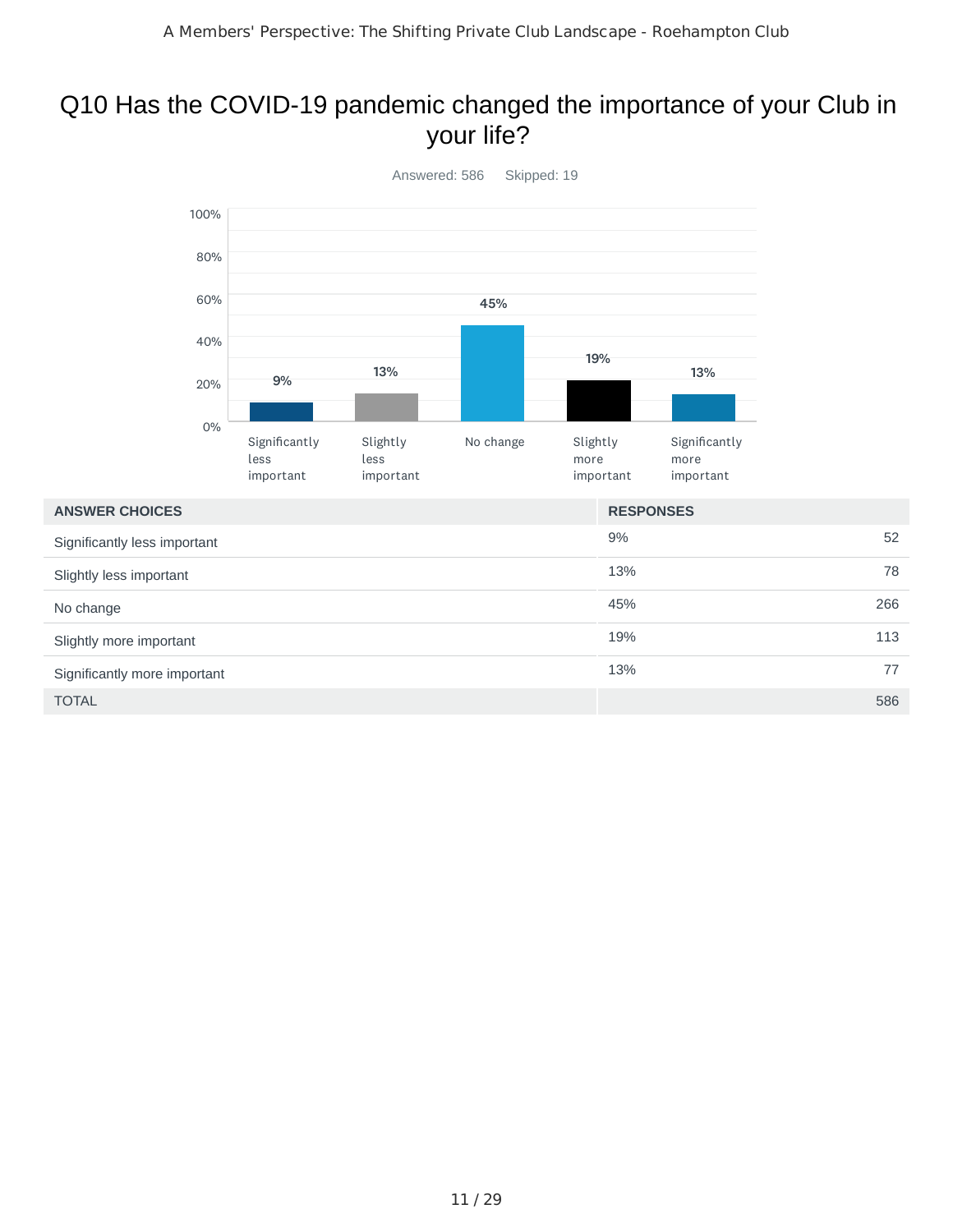# Q10 Has the COVID-19 pandemic changed the importance of your Club in your life?

Answered: 586 Skipped: 19

| ANSWER CHOICES | RESPONSES | |
|---|---|---|
| Significantly less important | 9% | 52 |
| Slightly less important | 13% | 78 |
| No change | 45% | 266 |
| Slightly more important | 19% | 113 |
| Significantly more important | 13% | 77 |
| TOTAL | | 586 |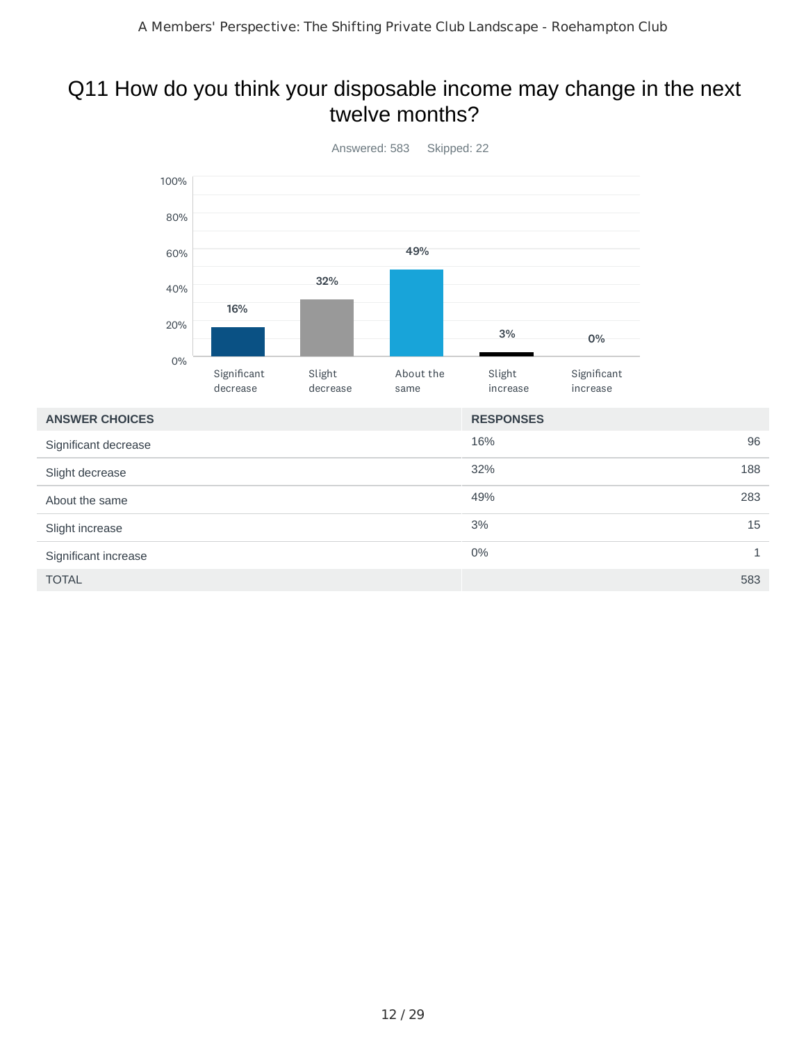# Q11 How do you think your disposable income may change in the next twelve months?

Answered: 583 Skipped: 22

| ANSWER CHOICES | RESPONSES | |
|---|---|---|
| Significant decrease | 16% | 96 |
| Slight decrease | 32% | 188 |
| About the same | 49% | 283 |
| Slight increase | 3% | 15 |
| Significant increase | 0% | 1 |
| TOTAL | | 583 |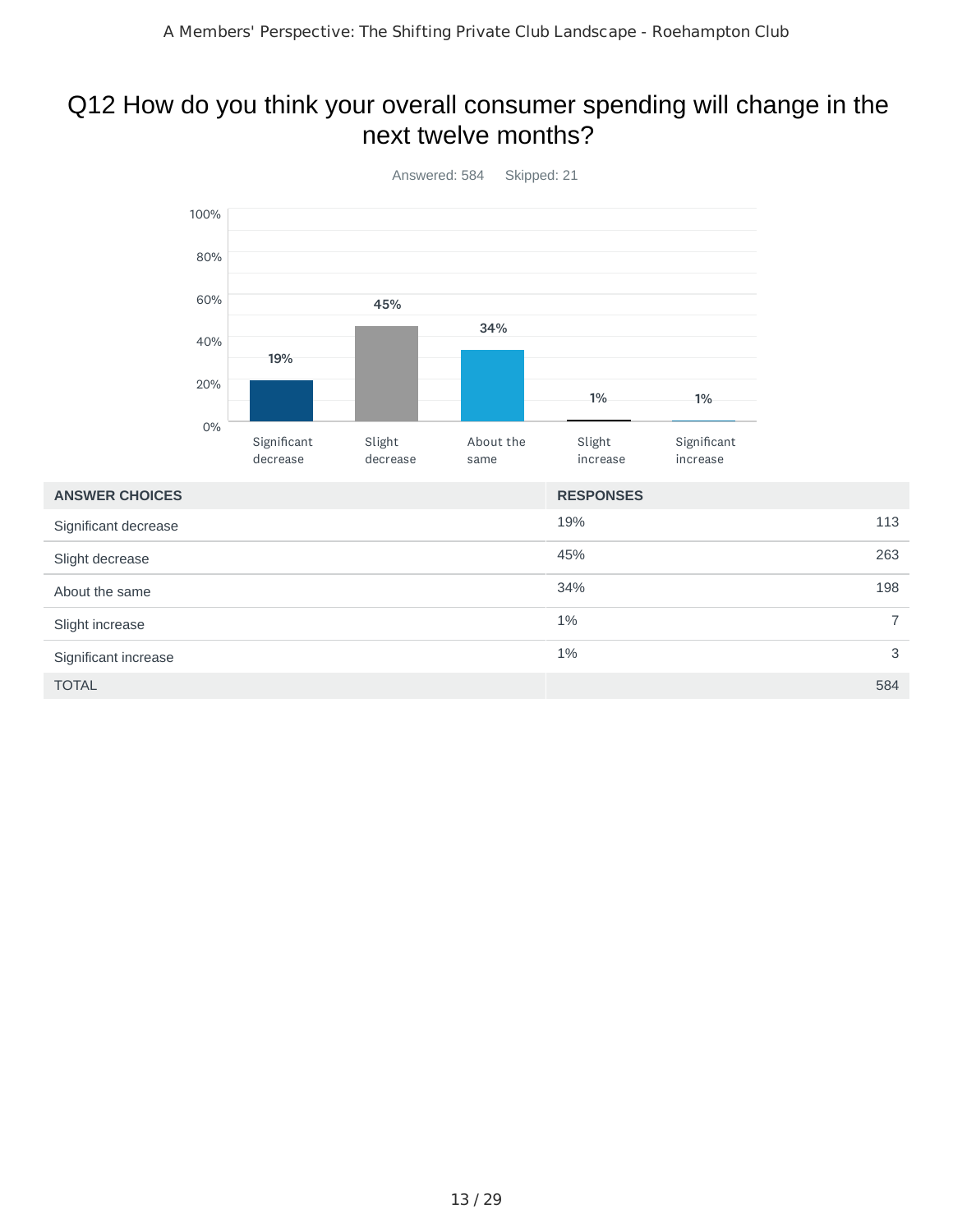# Q12 How do you think your overall consumer spending will change in the next twelve months?

Answered: 584 Skipped: 21

| ANSWER CHOICES | RESPONSES | |
|---|---|---|
| Significant decrease | 19% | 113 |
| Slight decrease | 45% | 263 |
| About the same | 34% | 198 |
| Slight increase | 1% | 7 |
| Significant increase | 1% | 3 |
| TOTAL | | 584 |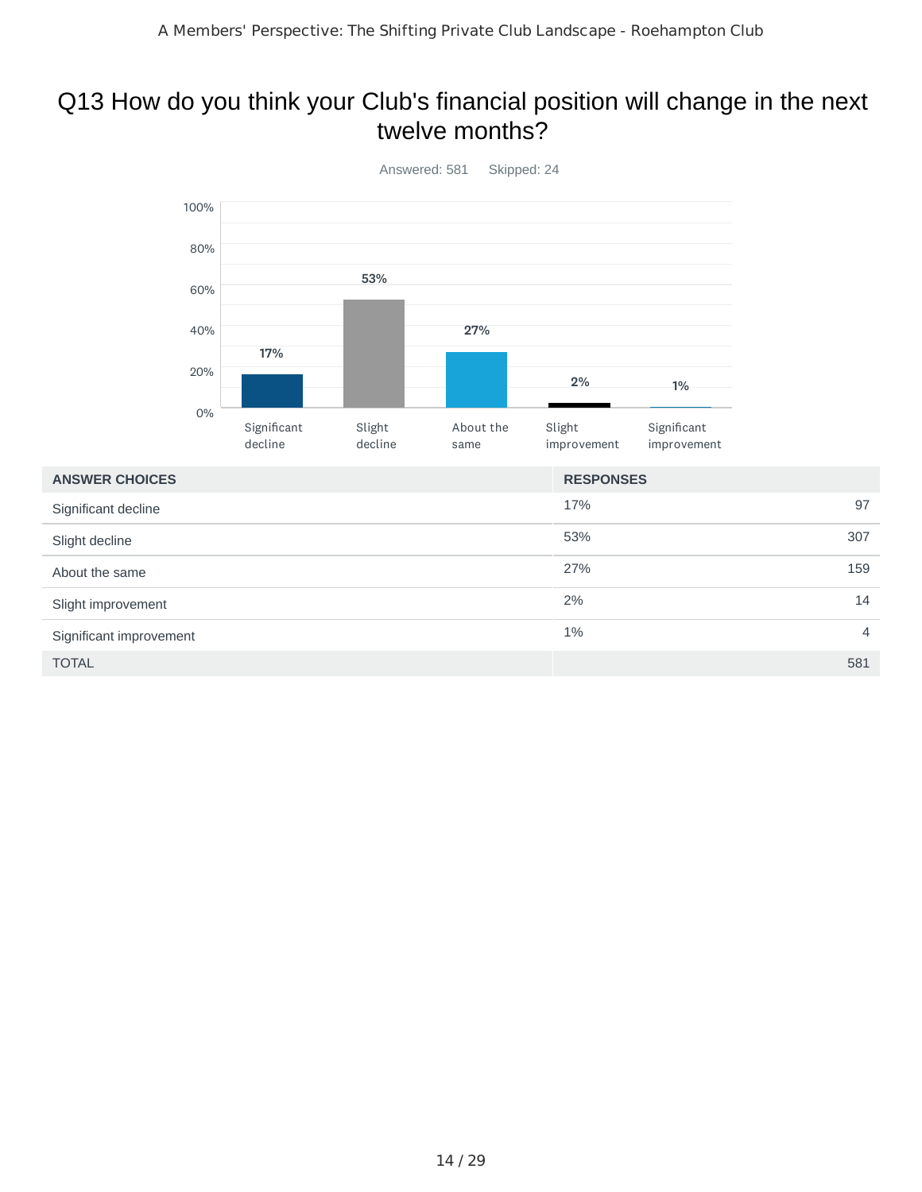# Q13 How do you think your Club's financial position will change in the next twelve months?

Answered: 581    Skipped: 24

| ANSWER CHOICES | RESPONSES | |
|---|---|---|
| Significant decline | 17% | 97 |
| Slight decline | 53% | 307 |
| About the same | 27% | 159 |
| Slight improvement | 2% | 14 |
| Significant improvement | 1% | 4 |
| TOTAL | | 581 |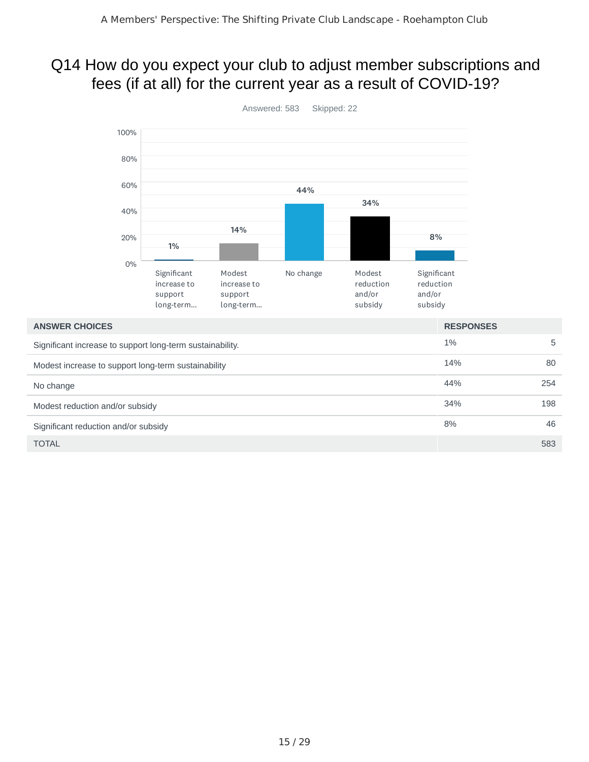# Q14 How do you expect your club to adjust member subscriptions and fees (if at all) for the current year as a result of COVID-19?

Answered: 583    Skipped: 22

| ANSWER CHOICES | RESPONSES | |
|---|---|---|
| Significant increase to support long-term sustainability. | 1% | 5 |
| Modest increase to support long-term sustainability | 14% | 80 |
| No change | 44% | 254 |
| Modest reduction and/or subsidy | 34% | 198 |
| Significant reduction and/or subsidy | 8% | 46 |
| TOTAL | | 583 |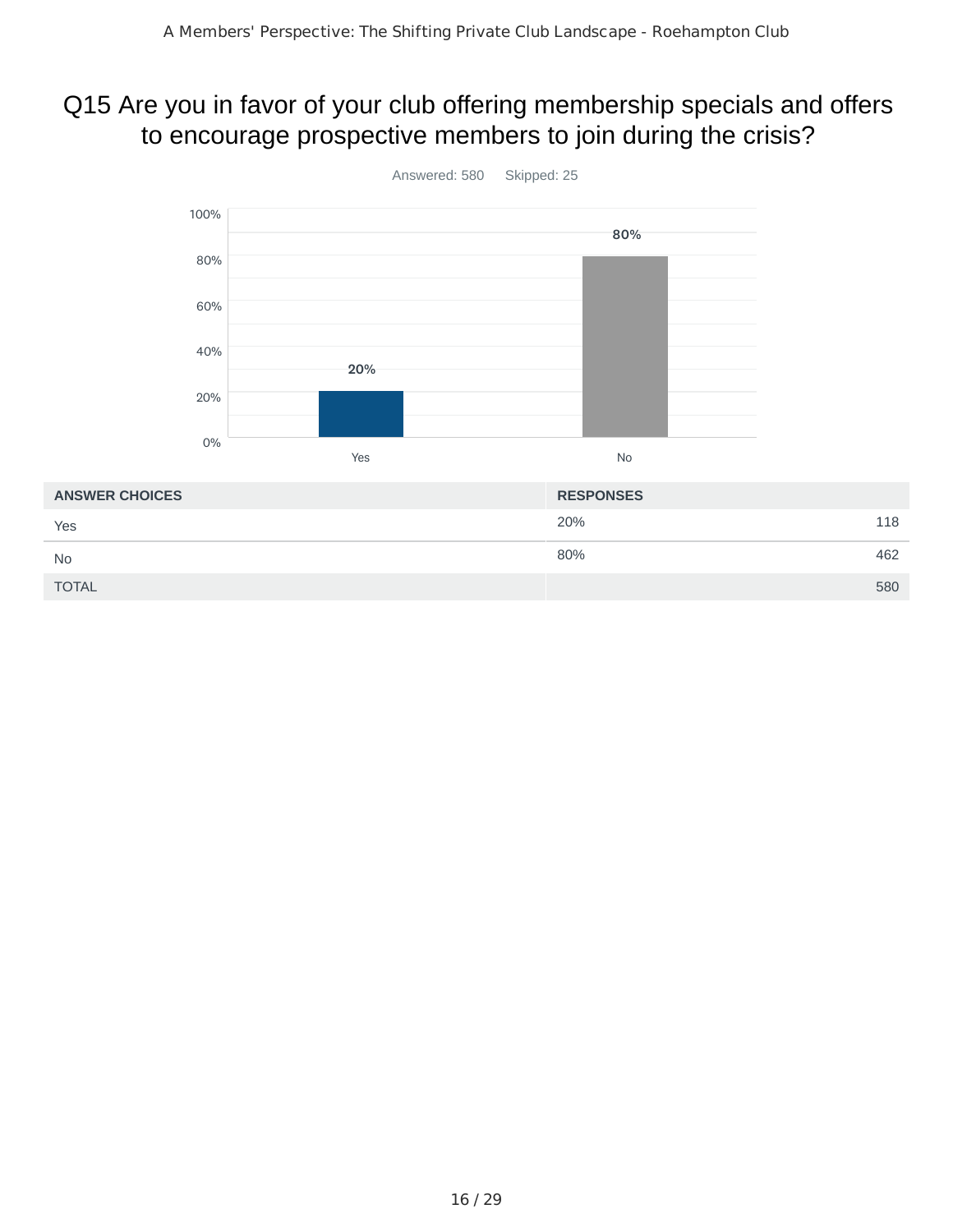## Q15 Are you in favor of your club offering membership specials and offers to encourage prospective members to join during the crisis?

Answered: 580 Skipped: 25

| ANSWER CHOICES | RESPONSES | |
|---|---|---|
| Yes | 20% | 118 |
| No | 80% | 462 |
| TOTAL | | 580 |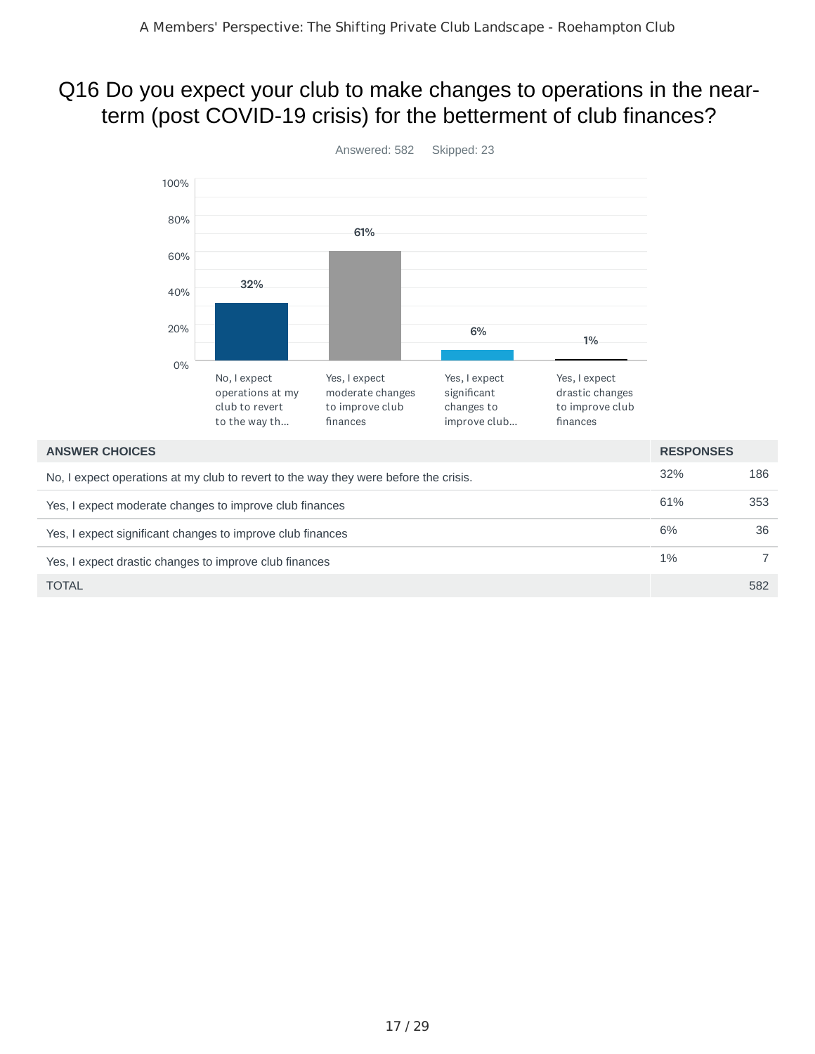## Q16 Do you expect your club to make changes to operations in the near-term (post COVID-19 crisis) for the betterment of club finances?

Answered: 582 Skipped: 23

| ANSWER CHOICES | RESPONSES | |
|---|---|---|
| No, I expect operations at my club to revert to the way they were before the crisis. | 32% | 186 |
| Yes, I expect moderate changes to improve club finances | 61% | 353 |
| Yes, I expect significant changes to improve club finances | 6% | 36 |
| Yes, I expect drastic changes to improve club finances | 1% | 7 |
| TOTAL | | 582 |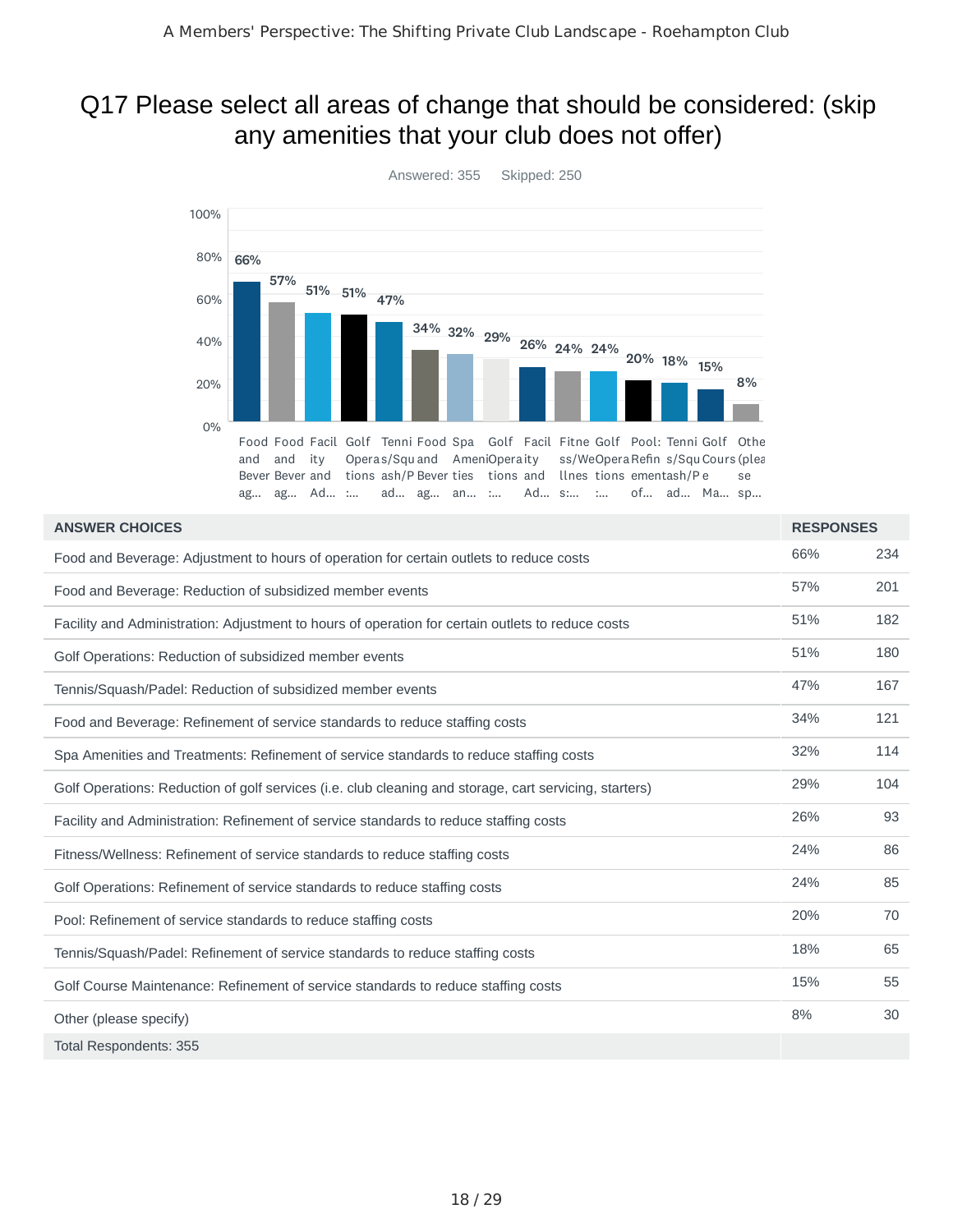# Q17 Please select all areas of change that should be considered: (skip any amenities that your club does not offer)

Answered: 355 Skipped: 250

| ANSWER CHOICES | RESPONSES | |
|---|---|---|
| Food and Beverage: Adjustment to hours of operation for certain outlets to reduce costs | 66% | 234 |
| Food and Beverage: Reduction of subsidized member events | 57% | 201 |
| Facility and Administration: Adjustment to hours of operation for certain outlets to reduce costs | 51% | 182 |
| Golf Operations: Reduction of subsidized member events | 51% | 180 |
| Tennis/Squash/Padel: Reduction of subsidized member events | 47% | 167 |
| Food and Beverage: Refinement of service standards to reduce staffing costs | 34% | 121 |
| Spa Amenities and Treatments: Refinement of service standards to reduce staffing costs | 32% | 114 |
| Golf Operations: Reduction of golf services (i.e. club cleaning and storage, cart servicing, starters) | 29% | 104 |
| Facility and Administration: Refinement of service standards to reduce staffing costs | 26% | 93 |
| Fitness/Wellness: Refinement of service standards to reduce staffing costs | 24% | 86 |
| Golf Operations: Refinement of service standards to reduce staffing costs | 24% | 85 |
| Pool: Refinement of service standards to reduce staffing costs | 20% | 70 |
| Tennis/Squash/Padel: Refinement of service standards to reduce staffing costs | 18% | 65 |
| Golf Course Maintenance: Refinement of service standards to reduce staffing costs | 15% | 55 |
| Other (please specify) | 8% | 30 |
| Total Respondents: 355 | | |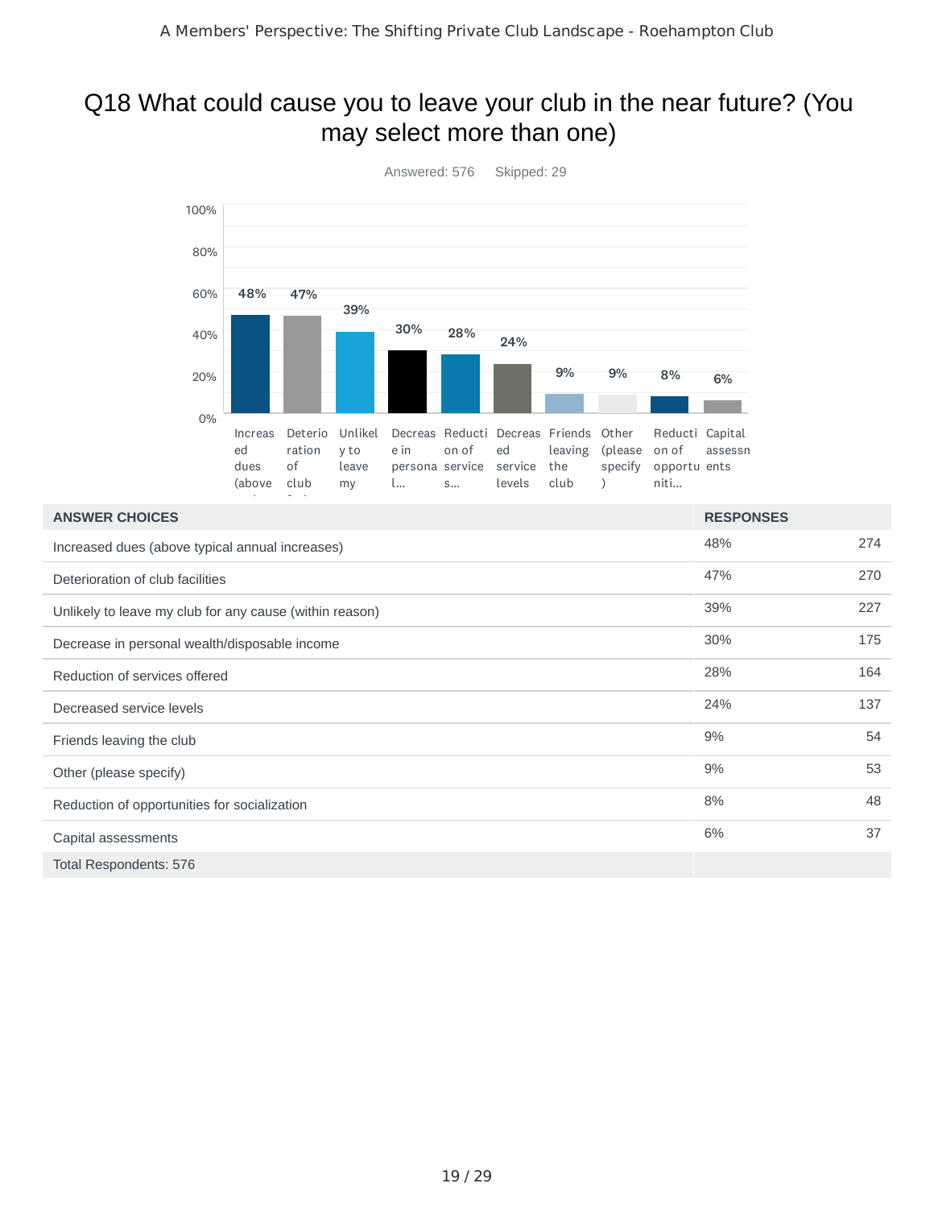# Q18 What could cause you to leave your club in the near future? (You may select more than one)

Answered: 576 Skipped: 29

| ANSWER CHOICES | RESPONSES | |
|---|---|---|
| Increased dues (above typical annual increases) | 48% | 274 |
| Deterioration of club facilities | 47% | 270 |
| Unlikely to leave my club for any cause (within reason) | 39% | 227 |
| Decrease in personal wealth/disposable income | 30% | 175 |
| Reduction of services offered | 28% | 164 |
| Decreased service levels | 24% | 137 |
| Friends leaving the club | 9% | 54 |
| Other (please specify) | 9% | 53 |
| Reduction of opportunities for socialization | 8% | 48 |
| Capital assessments | 6% | 37 |
| Total Respondents: 576 | | |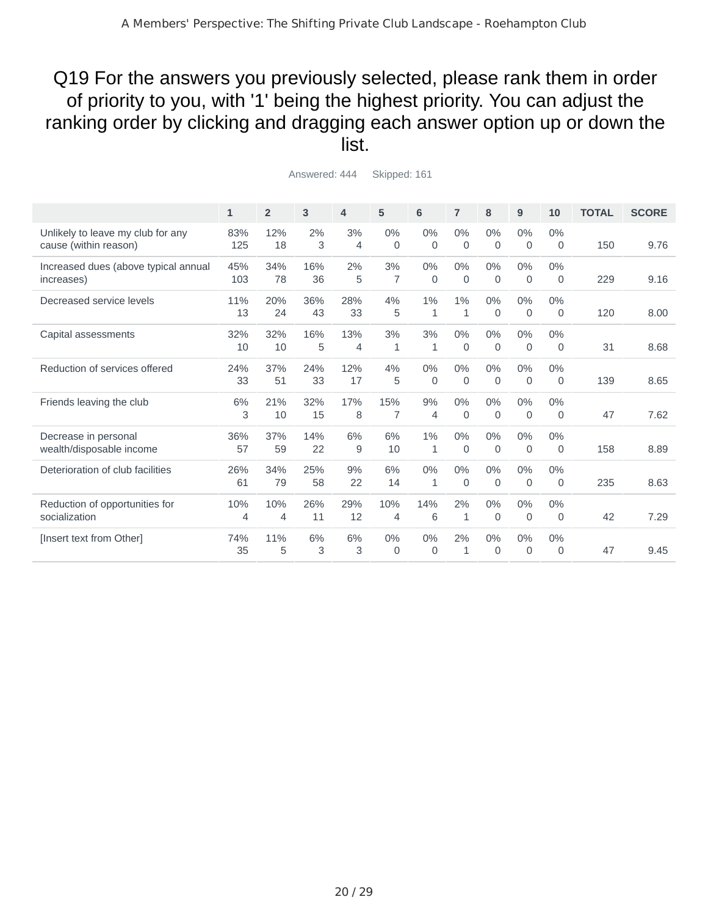# Q19 For the answers you previously selected, please rank them in order of priority to you, with '1' being the highest priority. You can adjust the ranking order by clicking and dragging each answer option up or down the list.

Answered: 444 Skipped: 161

| | 1 | 2 | 3 | 4 | 5 | 6 | 7 | 8 | 9 | 10 | TOTAL | SCORE |
|---|---|---|---|---|---|---|---|---|---|---|---|---|
| Unlikely to leave my club for any cause (within reason) | 83% 125 | 12% 18 | 2% 3 | 3% 4 | 0% 0 | 0% 0 | 0% 0 | 0% 0 | 0% 0 | 0% 0 | 150 | 9.76 |
| Increased dues (above typical annual increases) | 45% 103 | 34% 78 | 16% 36 | 2% 5 | 3% 7 | 0% 0 | 0% 0 | 0% 0 | 0% 0 | 0% 0 | 229 | 9.16 |
| Decreased service levels | 11% 13 | 20% 24 | 36% 43 | 28% 33 | 4% 5 | 1% 1 | 1% 1 | 0% 0 | 0% 0 | 0% 0 | 120 | 8.00 |
| Capital assessments | 32% 10 | 32% 10 | 16% 5 | 13% 4 | 3% 1 | 3% 1 | 0% 0 | 0% 0 | 0% 0 | 0% 0 | 31 | 8.68 |
| Reduction of services offered | 24% 33 | 37% 51 | 24% 33 | 12% 17 | 4% 5 | 0% 0 | 0% 0 | 0% 0 | 0% 0 | 0% 0 | 139 | 8.65 |
| Friends leaving the club | 6% 3 | 21% 10 | 32% 15 | 17% 8 | 15% 7 | 9% 4 | 0% 0 | 0% 0 | 0% 0 | 0% 0 | 47 | 7.62 |
| Decrease in personal wealth/disposable income | 36% 57 | 37% 59 | 14% 22 | 6% 9 | 6% 10 | 1% 1 | 0% 0 | 0% 0 | 0% 0 | 0% 0 | 158 | 8.89 |
| Deterioration of club facilities | 26% 61 | 34% 79 | 25% 58 | 9% 22 | 6% 14 | 0% 1 | 0% 0 | 0% 0 | 0% 0 | 0% 0 | 235 | 8.63 |
| Reduction of opportunities for socialization | 10% 4 | 10% 4 | 26% 11 | 29% 12 | 10% 4 | 14% 6 | 2% 1 | 0% 0 | 0% 0 | 0% 0 | 42 | 7.29 |
| [Insert text from Other] | 74% 35 | 11% 5 | 6% 3 | 6% 3 | 0% 0 | 0% 0 | 2% 1 | 0% 0 | 0% 0 | 0% 0 | 47 | 9.45 |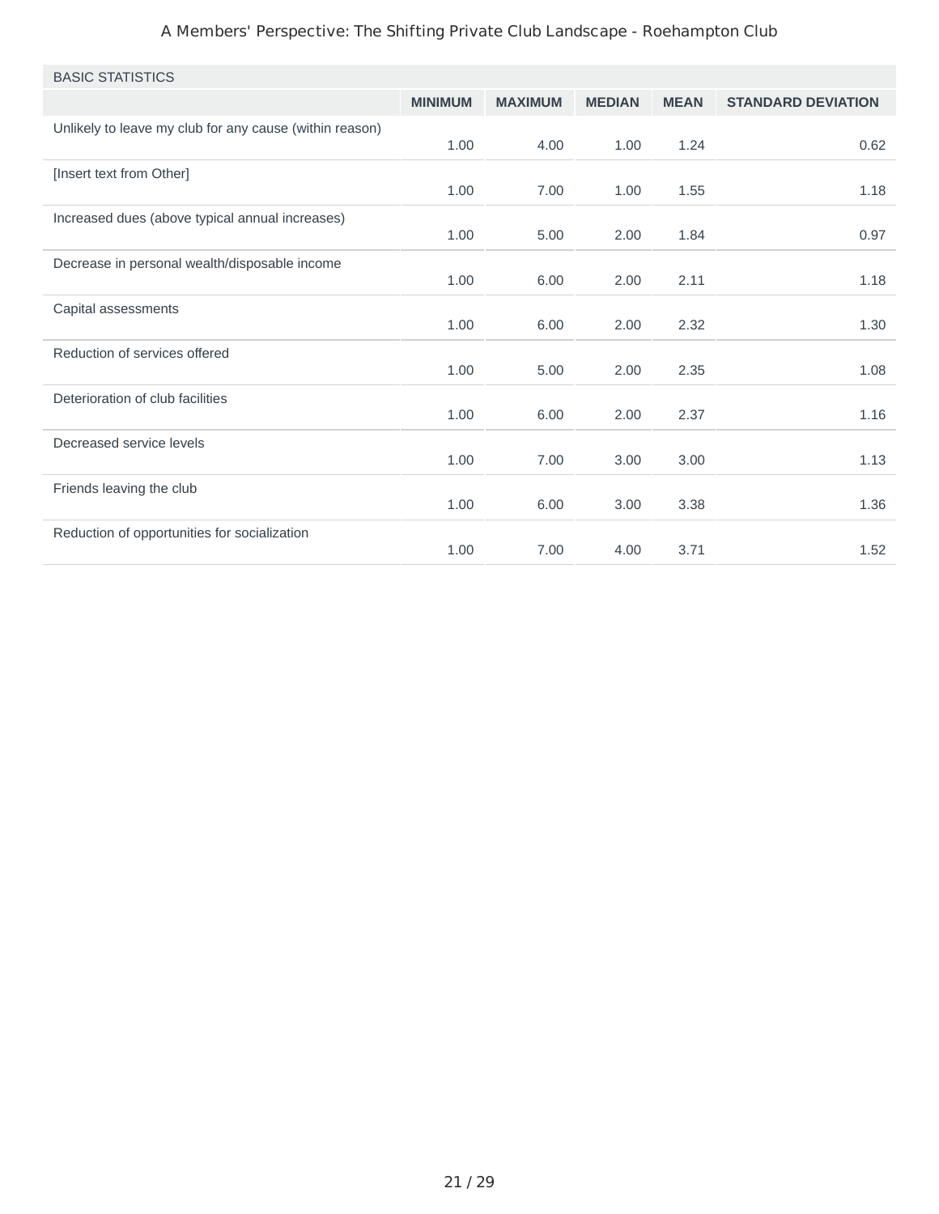| BASIC STATISTICS | MINIMUM | MAXIMUM | MEDIAN | MEAN | STANDARD DEVIATION |
|---|---|---|---|---|---|
| Unlikely to leave my club for any cause (within reason) | 1.00 | 4.00 | 1.00 | 1.24 | 0.62 |
| [Insert text from Other] | 1.00 | 7.00 | 1.00 | 1.55 | 1.18 |
| Increased dues (above typical annual increases) | 1.00 | 5.00 | 2.00 | 1.84 | 0.97 |
| Decrease in personal wealth/disposable income | 1.00 | 6.00 | 2.00 | 2.11 | 1.18 |
| Capital assessments | 1.00 | 6.00 | 2.00 | 2.32 | 1.30 |
| Reduction of services offered | 1.00 | 5.00 | 2.00 | 2.35 | 1.08 |
| Deterioration of club facilities | 1.00 | 6.00 | 2.00 | 2.37 | 1.16 |
| Decreased service levels | 1.00 | 7.00 | 3.00 | 3.00 | 1.13 |
| Friends leaving the club | 1.00 | 6.00 | 3.00 | 3.38 | 1.36 |
| Reduction of opportunities for socialization | 1.00 | 7.00 | 4.00 | 3.71 | 1.52 |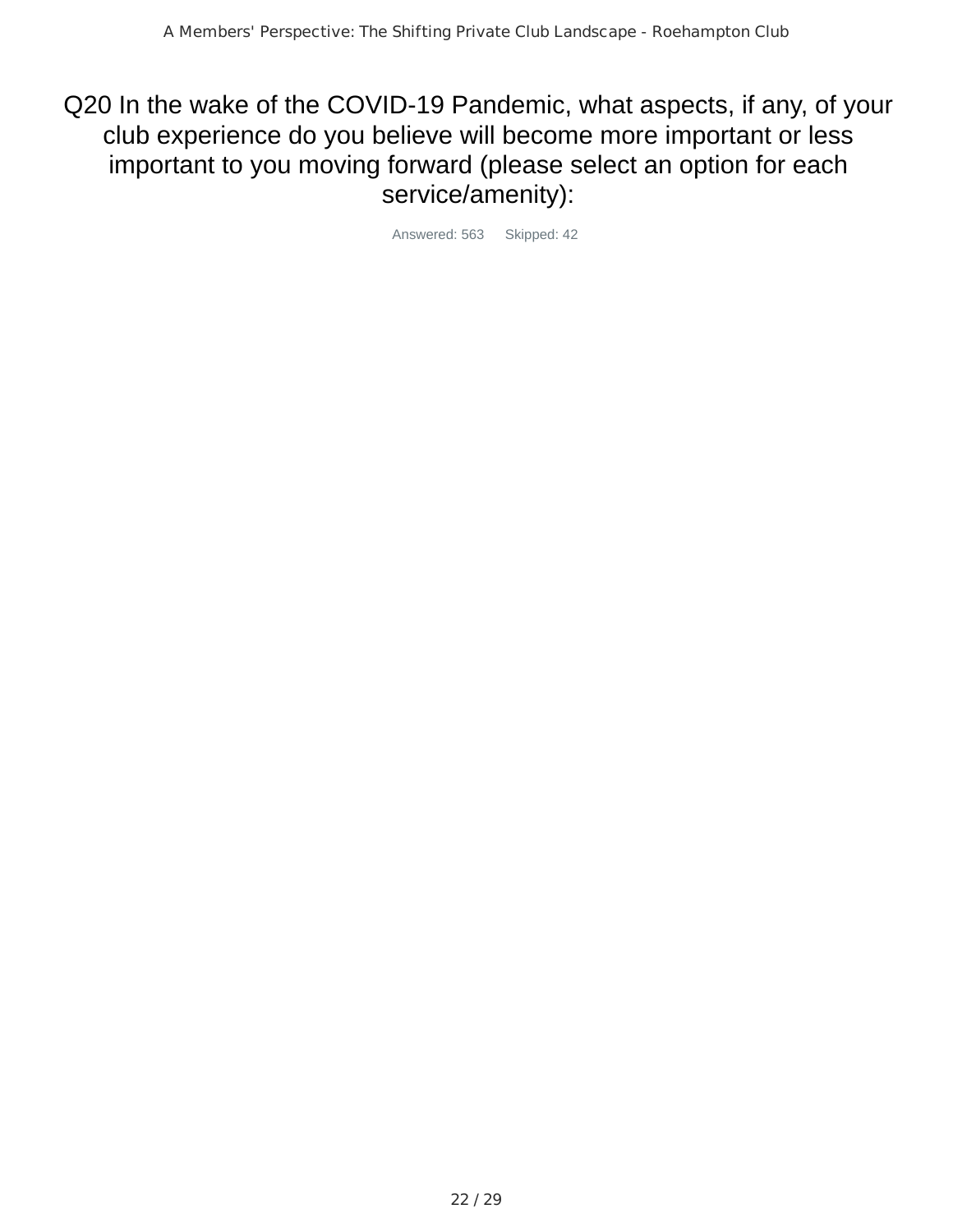## Q20 In the wake of the COVID-19 Pandemic, what aspects, if any, of your club experience do you believe will become more important or less important to you moving forward (please select an option for each service/amenity):

Answered: 563 Skipped: 42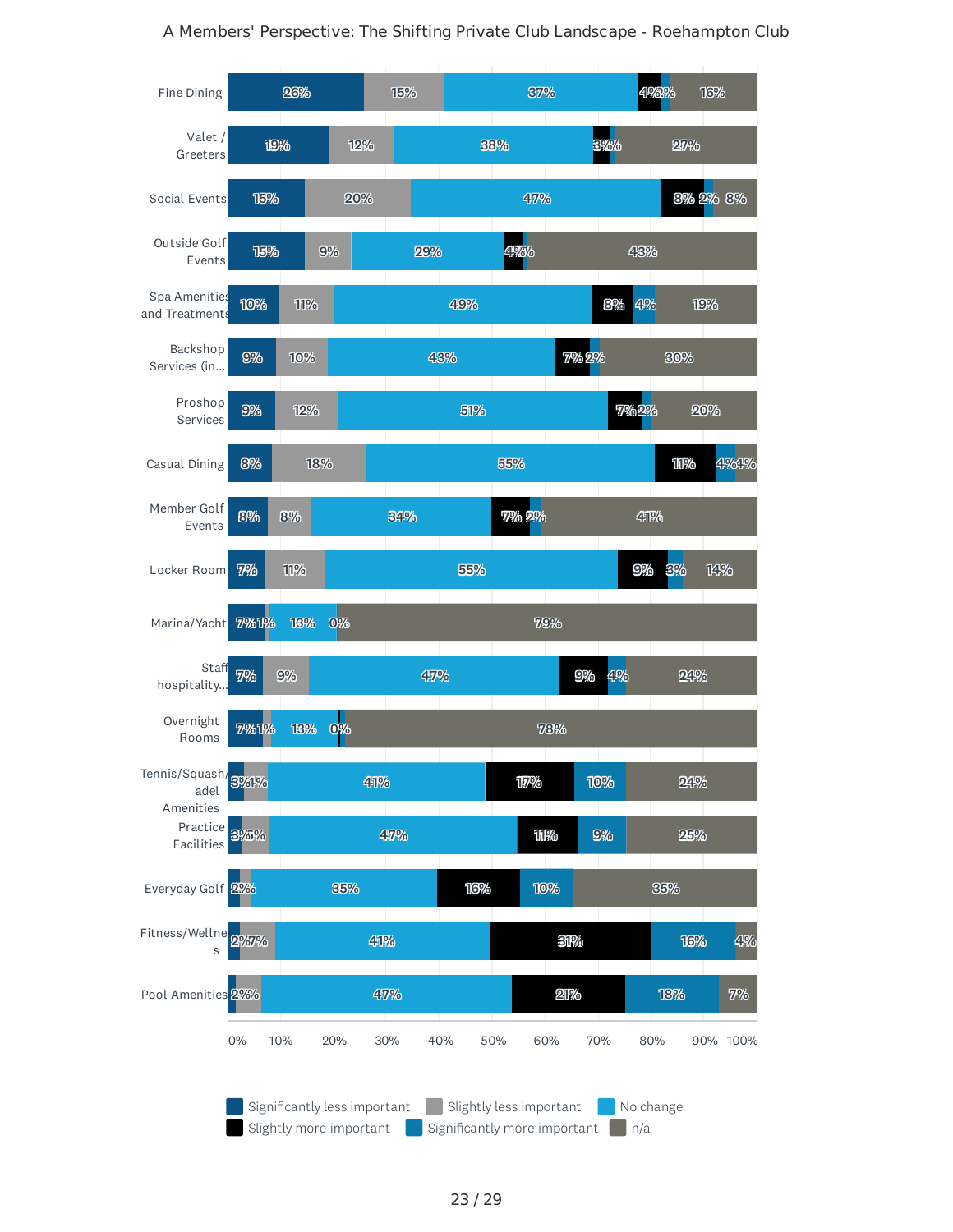| | Significantly less important | Slightly less important | No change | Slightly more important | Significantly more important | n/a |
|---|---|---|---|---|---|---|
| Fine Dining | 26% | 15% | 37% | 4% | 2% | 16% |
| Valet / Greeters | 19% | 12% | 38% | 3% | 1% | 27% |
| Social Events | 15% | 20% | 47% | 8% | 2% | 8% |
| Outside Golf Events | 15% | 9% | 29% | 4% | 1% | 43% |
| Spa Amenities and Treatments | 10% | 11% | 49% | 8% | 4% | 19% |
| Backshop Services (in... | 9% | 10% | 43% | 7% | 2% | 30% |
| Proshop Services | 9% | 12% | 51% | 7% | 2% | 20% |
| Casual Dining | 8% | 18% | 55% | 11% | 4% | 4% |
| Member Golf Events | 8% | 8% | 34% | 7% | 2% | 41% |
| Locker Room | 7% | 11% | 55% | 9% | 3% | 14% |
| Marina/Yacht | 7% | 1% | 13% | 0% | | 79% |
| Staff hospitality... | 7% | 9% | 47% | 9% | 4% | 24% |
| Overnight Rooms | 7% | 1% | 13% | 0% | | 78% |
| Tennis/Squash/Padel Amenities | 3% | 4% | 41% | 17% | 10% | 24% |
| Practice Facilities | 3% | 5% | 47% | 11% | 9% | 25% |
| Everyday Golf | 2% | 2% | 35% | 16% | 10% | 35% |
| Fitness/Wellness | 2% | 7% | 41% | 31% | 16% | 4% |
| Pool Amenities | 2% | 5% | 47% | 21% | 18% | 7% |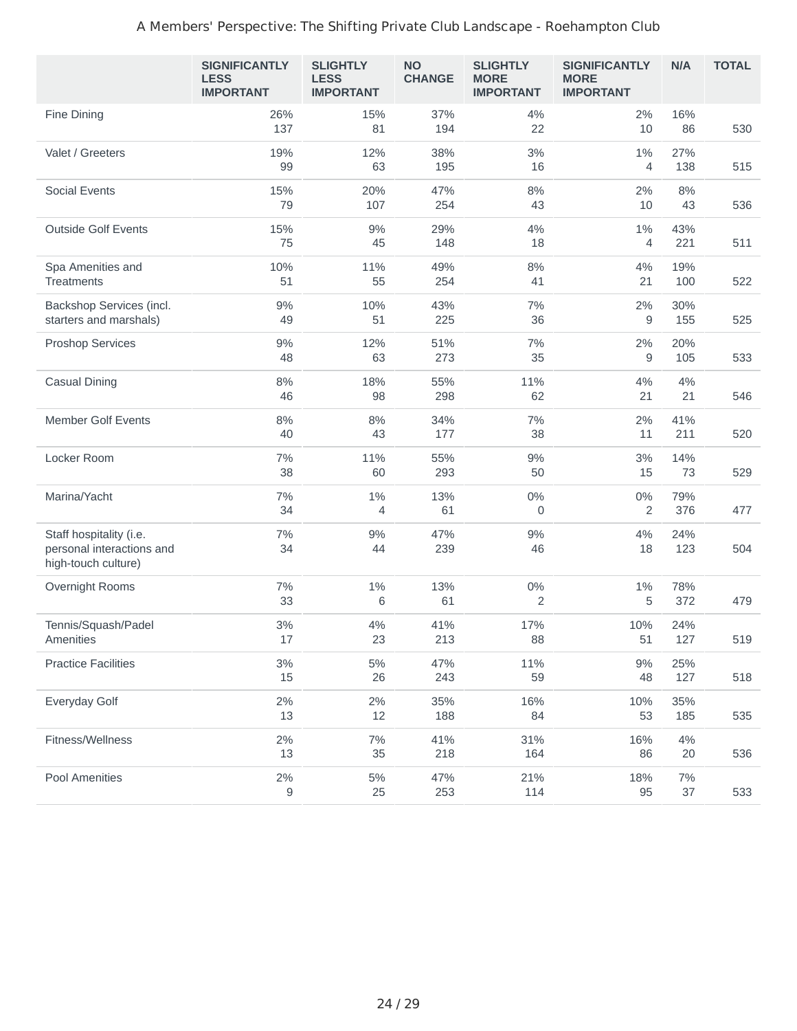A Members' Perspective: The Shifting Private Club Landscape - Roehampton Club

| | SIGNIFICANTLY LESS IMPORTANT | SLIGHTLY LESS IMPORTANT | NO CHANGE | SLIGHTLY MORE IMPORTANT | SIGNIFICANTLY MORE IMPORTANT | N/A | TOTAL |
|---|---|---|---|---|---|---|---|
| Fine Dining | 26%<br>137 | 15%<br>81 | 37%<br>194 | 4%<br>22 | 2%<br>10 | 16%<br>86 | 530 |
| Valet / Greeters | 19%<br>99 | 12%<br>63 | 38%<br>195 | 3%<br>16 | 1%<br>4 | 27%<br>138 | 515 |
| Social Events | 15%<br>79 | 20%<br>107 | 47%<br>254 | 8%<br>43 | 2%<br>10 | 8%<br>43 | 536 |
| Outside Golf Events | 15%<br>75 | 9%<br>45 | 29%<br>148 | 4%<br>18 | 1%<br>4 | 43%<br>221 | 511 |
| Spa Amenities and Treatments | 10%<br>51 | 11%<br>55 | 49%<br>254 | 8%<br>41 | 4%<br>21 | 19%<br>100 | 522 |
| Backshop Services (incl. starters and marshals) | 9%<br>49 | 10%<br>51 | 43%<br>225 | 7%<br>36 | 2%<br>9 | 30%<br>155 | 525 |
| Proshop Services | 9%<br>48 | 12%<br>63 | 51%<br>273 | 7%<br>35 | 2%<br>9 | 20%<br>105 | 533 |
| Casual Dining | 8%<br>46 | 18%<br>98 | 55%<br>298 | 11%<br>62 | 4%<br>21 | 4%<br>21 | 546 |
| Member Golf Events | 8%<br>40 | 8%<br>43 | 34%<br>177 | 7%<br>38 | 2%<br>11 | 41%<br>211 | 520 |
| Locker Room | 7%<br>38 | 11%<br>60 | 55%<br>293 | 9%<br>50 | 3%<br>15 | 14%<br>73 | 529 |
| Marina/Yacht | 7%<br>34 | 1%<br>4 | 13%<br>61 | 0%<br>0 | 0%<br>2 | 79%<br>376 | 477 |
| Staff hospitality (i.e. personal interactions and high-touch culture) | 7%<br>34 | 9%<br>44 | 47%<br>239 | 9%<br>46 | 4%<br>18 | 24%<br>123 | 504 |
| Overnight Rooms | 7%<br>33 | 1%<br>6 | 13%<br>61 | 0%<br>2 | 1%<br>5 | 78%<br>372 | 479 |
| Tennis/Squash/Padel Amenities | 3%<br>17 | 4%<br>23 | 41%<br>213 | 17%<br>88 | 10%<br>51 | 24%<br>127 | 519 |
| Practice Facilities | 3%<br>15 | 5%<br>26 | 47%<br>243 | 11%<br>59 | 9%<br>48 | 25%<br>127 | 518 |
| Everyday Golf | 2%<br>13 | 2%<br>12 | 35%<br>188 | 16%<br>84 | 10%<br>53 | 35%<br>185 | 535 |
| Fitness/Wellness | 2%<br>13 | 7%<br>35 | 41%<br>218 | 31%<br>164 | 16%<br>86 | 4%<br>20 | 536 |
| Pool Amenities | 2%<br>9 | 5%<br>25 | 47%<br>253 | 21%<br>114 | 18%<br>95 | 7%<br>37 | 533 |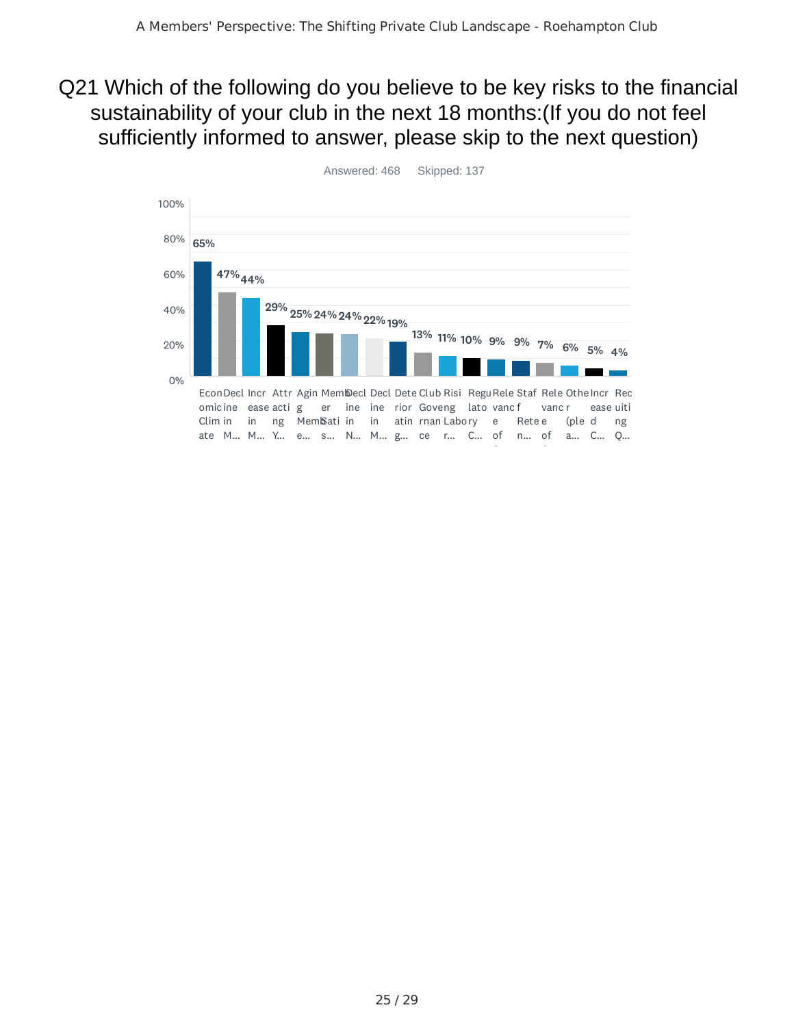## Q21 Which of the following do you believe to be key risks to the financial sustainability of your club in the next 18 months:(If you do not feel sufficiently informed to answer, please skip to the next question)

Answered: 468 Skipped: 137

| Answer | Percentage |
|---|---|
| Economic Climate | 65% |
| Decline in M... | 47% |
| Increase in M... | 44% |
| Attracting Y... | 29% |
| Aging Membe... | 25% |
| Member Satis... | 24% |
| Decline in N... | 24% |
| Decline in M... | 22% |
| Deteriorating... | 19% |
| Club Governance | 13% |
| Rising Labor r... | 11% |
| Regulatory C... | 10% |
| Relevance of... | 9% |
| Staff Retention... | 9% |
| Relevance of... | 7% |
| Other (please a... | 6% |
| Increased C... | 5% |
| Recruiting Q... | 4% |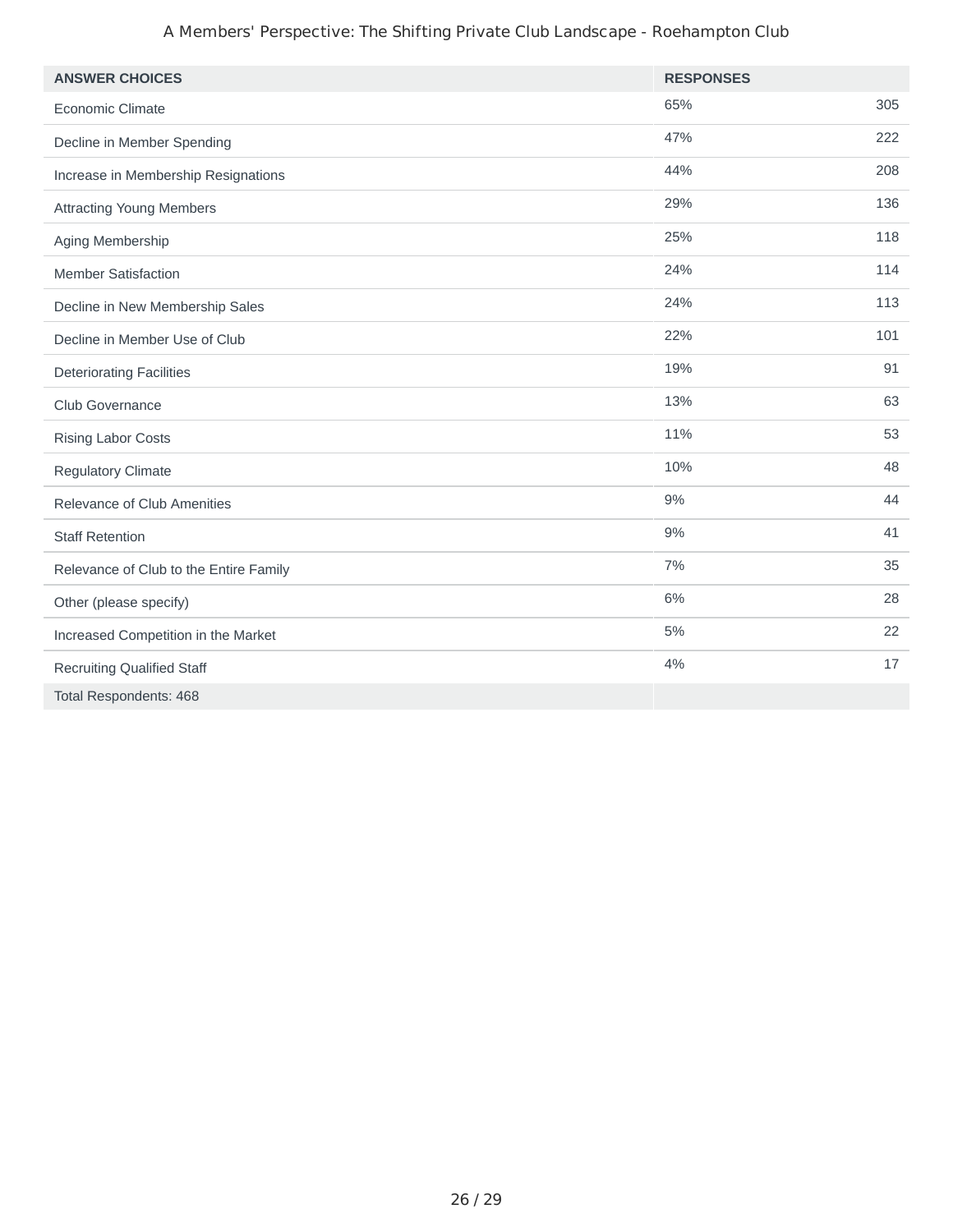| ANSWER CHOICES | RESPONSES | |
|---|---|---|
| Economic Climate | 65% | 305 |
| Decline in Member Spending | 47% | 222 |
| Increase in Membership Resignations | 44% | 208 |
| Attracting Young Members | 29% | 136 |
| Aging Membership | 25% | 118 |
| Member Satisfaction | 24% | 114 |
| Decline in New Membership Sales | 24% | 113 |
| Decline in Member Use of Club | 22% | 101 |
| Deteriorating Facilities | 19% | 91 |
| Club Governance | 13% | 63 |
| Rising Labor Costs | 11% | 53 |
| Regulatory Climate | 10% | 48 |
| Relevance of Club Amenities | 9% | 44 |
| Staff Retention | 9% | 41 |
| Relevance of Club to the Entire Family | 7% | 35 |
| Other (please specify) | 6% | 28 |
| Increased Competition in the Market | 5% | 22 |
| Recruiting Qualified Staff | 4% | 17 |
| Total Respondents: 468 | | |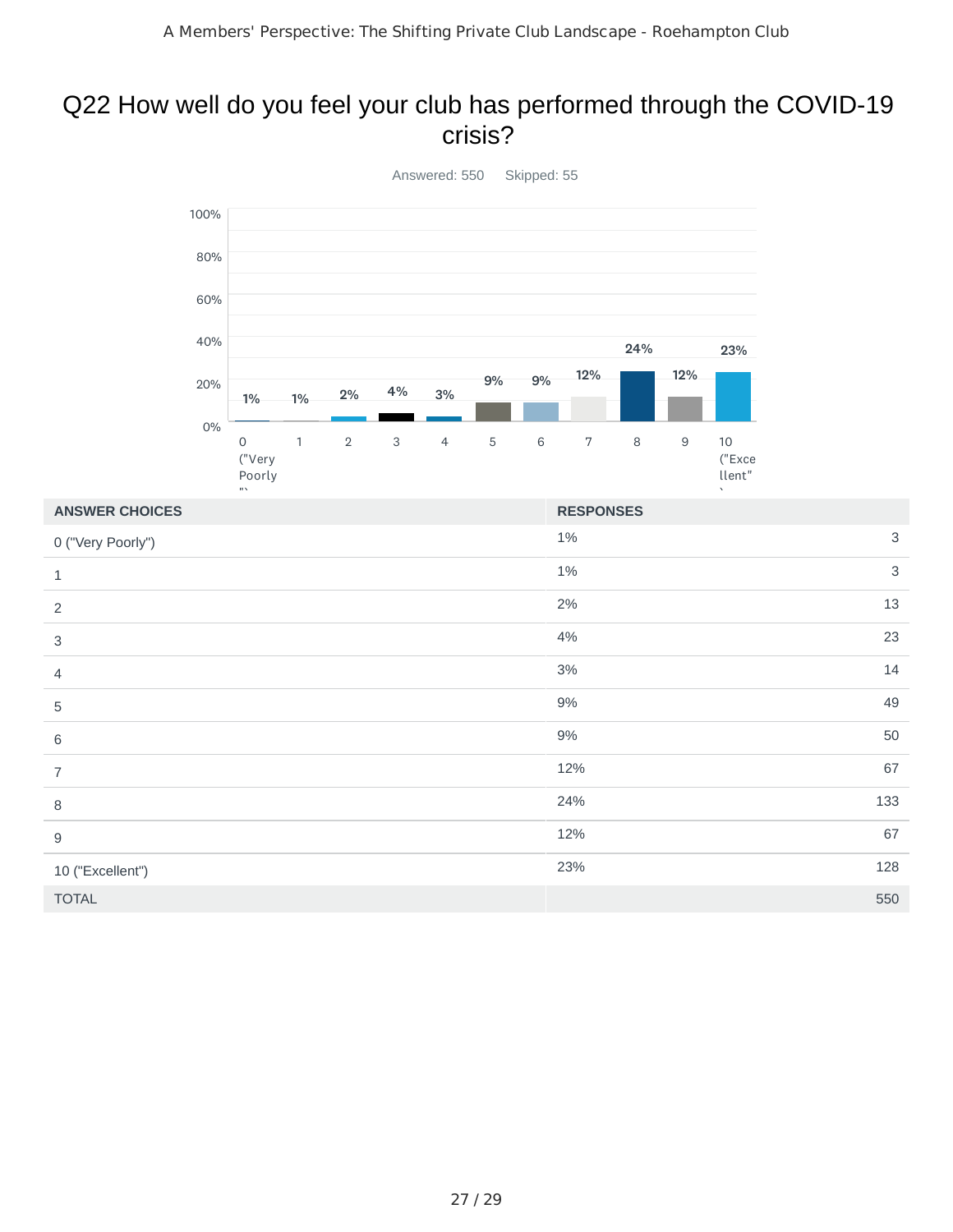# Q22 How well do you feel your club has performed through the COVID-19 crisis?

Answered: 550    Skipped: 55

| ANSWER CHOICES | RESPONSES | |
|---|---|---|
| 0 ("Very Poorly") | 1% | 3 |
| 1 | 1% | 3 |
| 2 | 2% | 13 |
| 3 | 4% | 23 |
| 4 | 3% | 14 |
| 5 | 9% | 49 |
| 6 | 9% | 50 |
| 7 | 12% | 67 |
| 8 | 24% | 133 |
| 9 | 12% | 67 |
| 10 ("Excellent") | 23% | 128 |
| TOTAL | | 550 |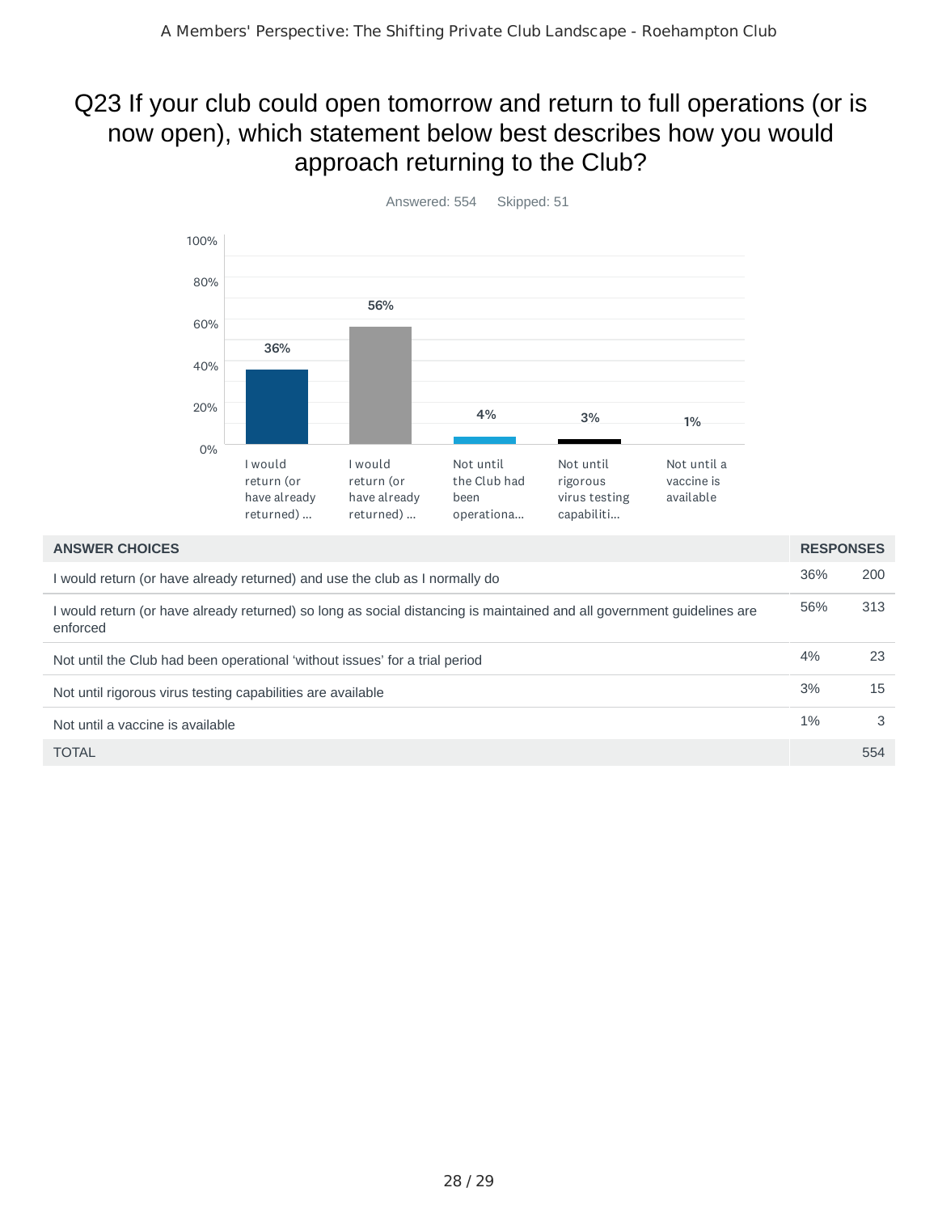# Q23 If your club could open tomorrow and return to full operations (or is now open), which statement below best describes how you would approach returning to the Club?

Answered: 554 Skipped: 51

| Answer choice (chart label) | Percentage |
|---|---|
| I would return (or have already returned) ... | 36% |
| I would return (or have already returned) ... | 56% |
| Not until the Club had been operationa... | 4% |
| Not until rigorous virus testing capabiliti... | 3% |
| Not until a vaccine is available | 1% |

| ANSWER CHOICES | RESPONSES | |
|---|---|---|
| I would return (or have already returned) and use the club as I normally do | 36% | 200 |
| I would return (or have already returned) so long as social distancing is maintained and all government guidelines are enforced | 56% | 313 |
| Not until the Club had been operational 'without issues' for a trial period | 4% | 23 |
| Not until rigorous virus testing capabilities are available | 3% | 15 |
| Not until a vaccine is available | 1% | 3 |
| TOTAL | | 554 |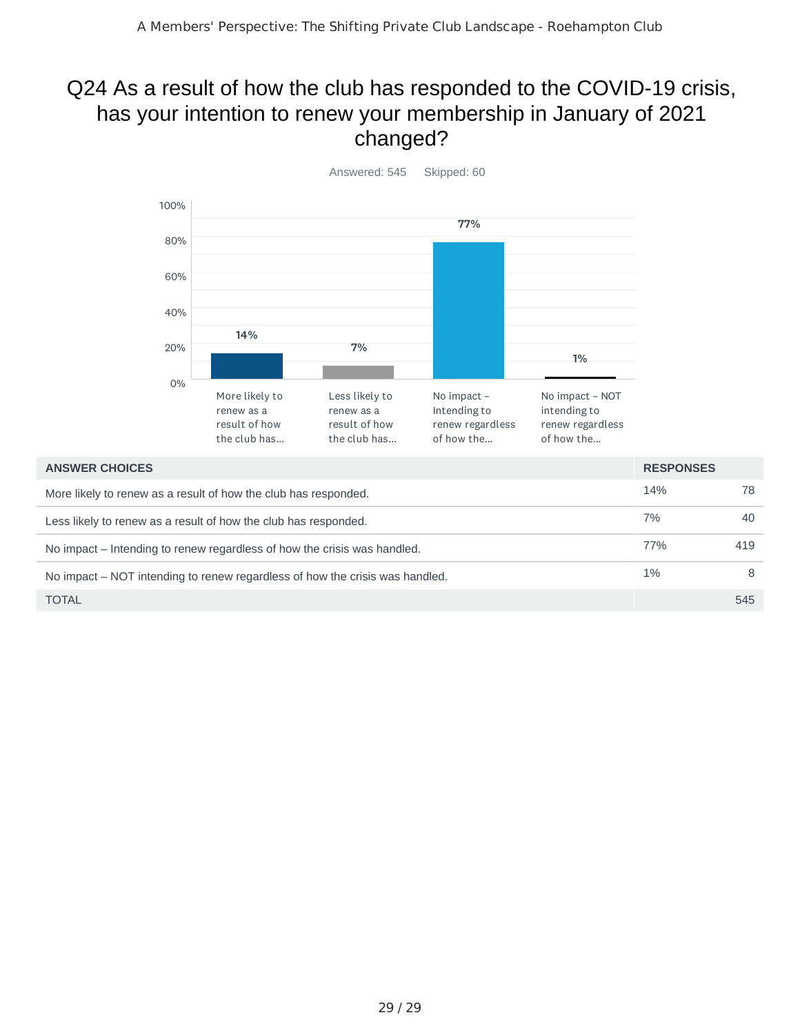## Q24 As a result of how the club has responded to the COVID-19 crisis, has your intention to renew your membership in January of 2021 changed?

Answered: 545 Skipped: 60

100%
80%
60%
40%
20%
0%

14%
7%
77%
1%

More likely to renew as a result of how the club has...
Less likely to renew as a result of how the club has...
No impact – Intending to renew regardless of how the...
No impact – NOT intending to renew regardless of how the...

| ANSWER CHOICES | RESPONSES | |
|---|---|---|
| More likely to renew as a result of how the club has responded. | 14% | 78 |
| Less likely to renew as a result of how the club has responded. | 7% | 40 |
| No impact – Intending to renew regardless of how the crisis was handled. | 77% | 419 |
| No impact – NOT intending to renew regardless of how the crisis was handled. | 1% | 8 |
| TOTAL | | 545 |